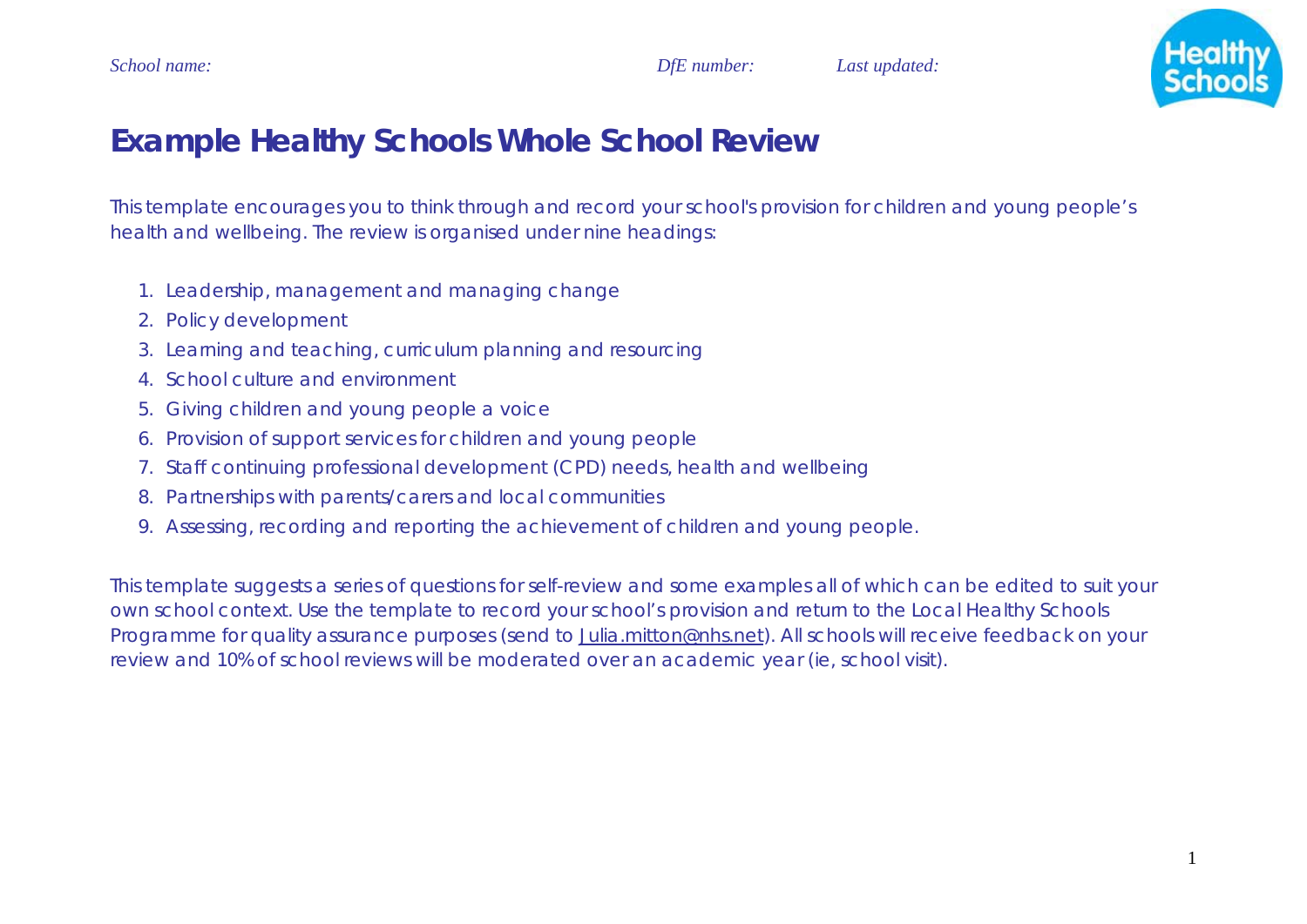*School name:* *DfE number:* *Last updated:*

# Example Healthy Schools Whole School Review

This template encourages you to think through and record your school's provision for children and young people's health and wellbeing. The review is organised under nine headings:

1. Leadership, management and managing change
2. Policy development
3. Learning and teaching, curriculum planning and resourcing
4. School culture and environment
5. Giving children and young people a voice
6. Provision of support services for children and young people
7. Staff continuing professional development (CPD) needs, health and wellbeing
8. Partnerships with parents/carers and local communities
9. Assessing, recording and reporting the achievement of children and young people.

This template suggests a series of questions for self-review and some examples all of which can be edited to suit your own school context. Use the template to record your school's provision and return to the Local Healthy Schools Programme for quality assurance purposes (send to Julia.mitton@nhs.net). All schools will receive feedback on your review and 10% of school reviews will be moderated over an academic year (ie, school visit).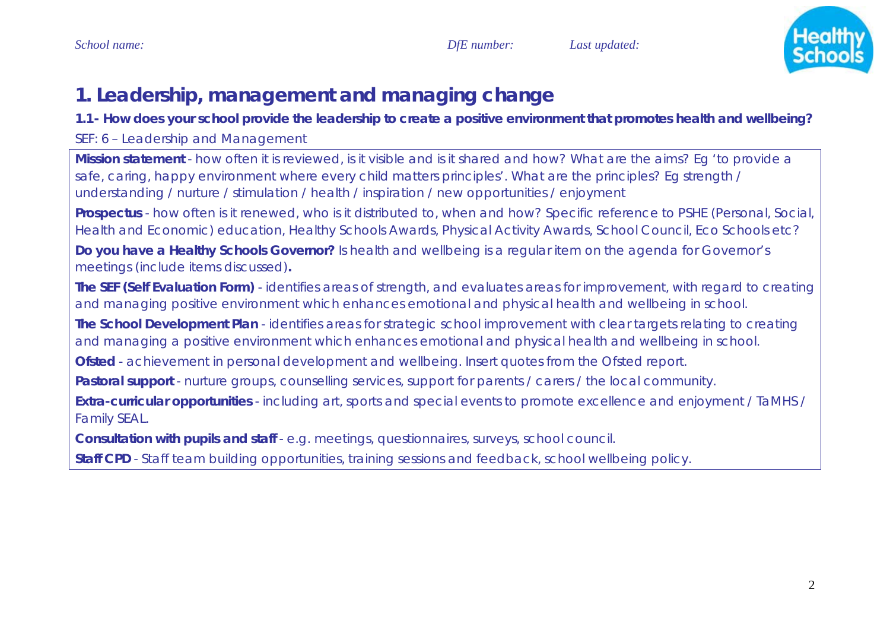*School name:* *DfE number:* *Last updated:*

# 1. Leadership, management and managing change

**1.1- How does your school provide the leadership to create a positive environment that promotes health and wellbeing?**

SEF: 6 – Leadership and Management

**Mission statement** - how often it is reviewed, is it visible and is it shared and how? What are the aims? Eg 'to provide a safe, caring, happy environment where every child matters principles'. What are the principles? Eg strength / understanding / nurture / stimulation / health / inspiration / new opportunities / enjoyment

**Prospectus** - how often is it renewed, who is it distributed to, when and how? Specific reference to PSHE (Personal, Social, Health and Economic) education, Healthy Schools Awards, Physical Activity Awards, School Council, Eco Schools etc?

**Do you have a Healthy Schools Governor?** Is health and wellbeing is a regular item on the agenda for Governor's meetings (include items discussed)**.**

**The SEF (Self Evaluation Form)** - identifies areas of strength, and evaluates areas for improvement, with regard to creating and managing positive environment which enhances emotional and physical health and wellbeing in school.

**The School Development Plan** - identifies areas for strategic school improvement with clear targets relating to creating and managing a positive environment which enhances emotional and physical health and wellbeing in school.

**Ofsted** - achievement in personal development and wellbeing. Insert quotes from the Ofsted report.

**Pastoral support** - nurture groups, counselling services, support for parents / carers / the local community.

**Extra-curricular opportunities** - including art, sports and special events to promote excellence and enjoyment / TaMHS / Family SEAL.

**Consultation with pupils and staff** - e.g. meetings, questionnaires, surveys, school council.

**Staff CPD** - Staff team building opportunities, training sessions and feedback, school wellbeing policy.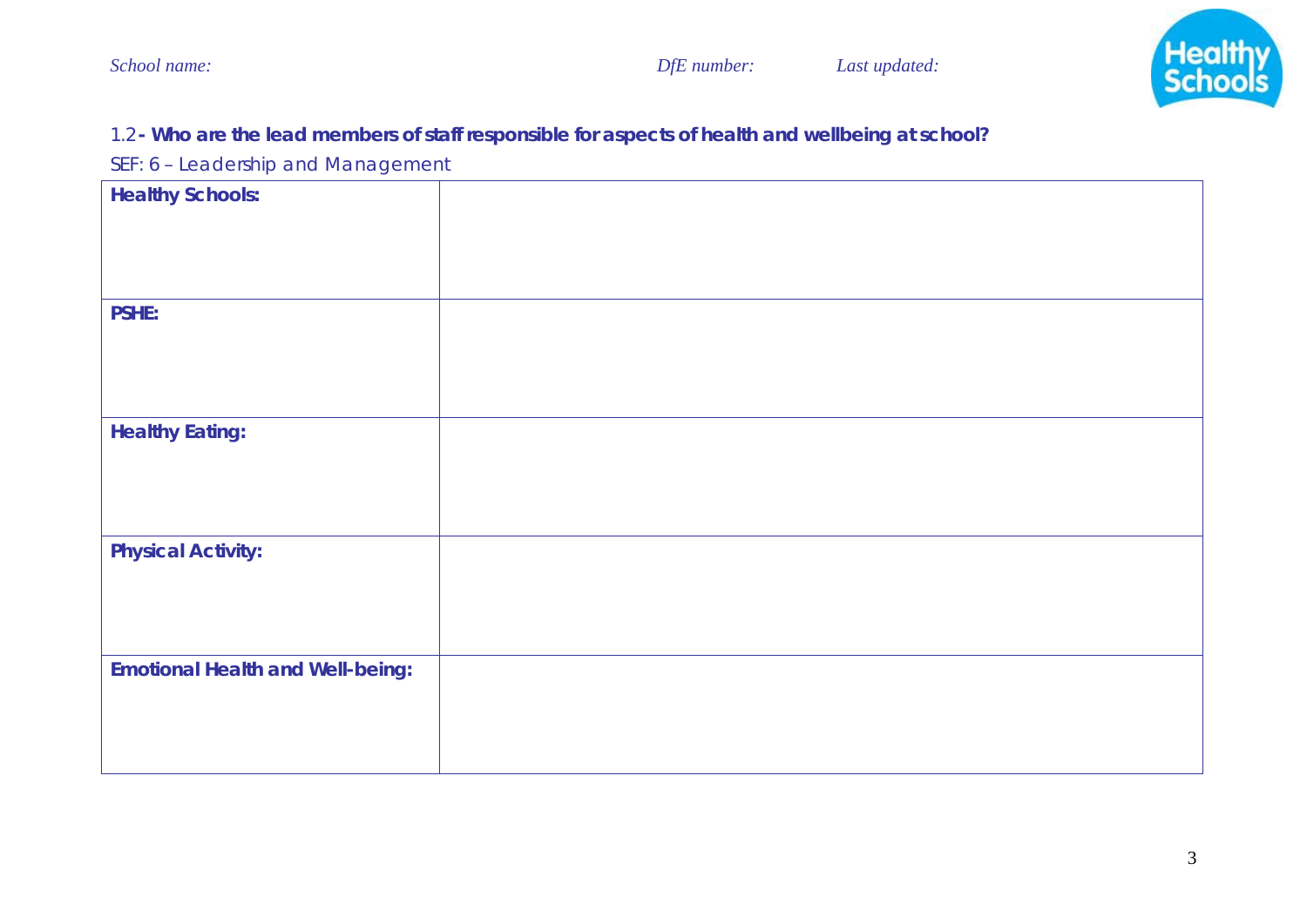## 1.2 - **Who are the lead members of staff responsible for aspects of health and wellbeing at school?**

SEF: 6 – Leadership and Management

| **Healthy Schools:** | |
|---|---|
| **PSHE:** | |
| **Healthy Eating:** | |
| **Physical Activity:** | |
| **Emotional Health and Well-being:** | |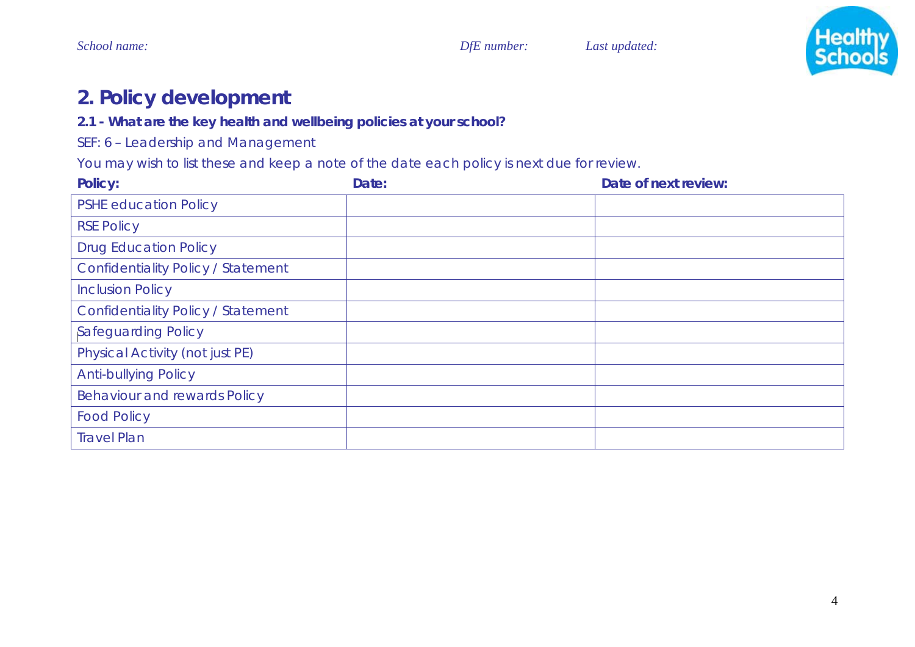School name: DfE number: Last updated:

## 2. Policy development

**2.1 - What are the key health and wellbeing policies at your school?**

SEF: 6 – Leadership and Management

You may wish to list these and keep a note of the date each policy is next due for review.

| Policy: | Date: | Date of next review: |
|---|---|---|
| PSHE education Policy | | |
| RSE Policy | | |
| Drug Education Policy | | |
| Confidentiality Policy / Statement | | |
| Inclusion Policy | | |
| Confidentiality Policy / Statement | | |
| Safeguarding Policy | | |
| Physical Activity (not just PE) | | |
| Anti-bullying Policy | | |
| Behaviour and rewards Policy | | |
| Food Policy | | |
| Travel Plan | | |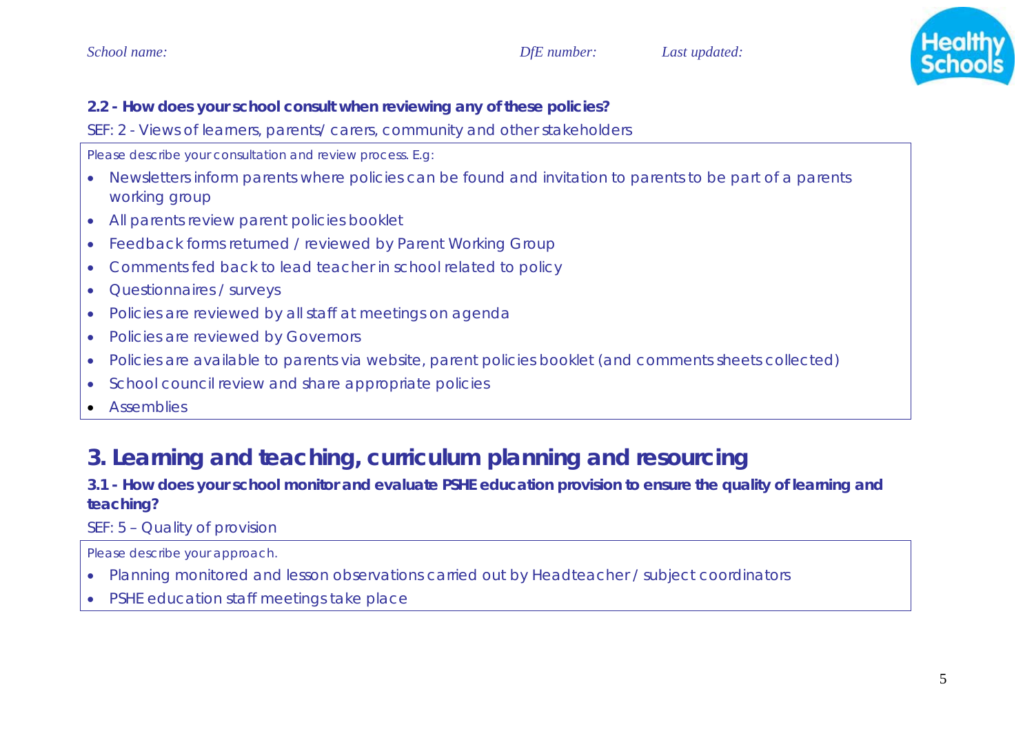**2.2 - How does your school consult when reviewing any of these policies?**

SEF: 2 - Views of learners, parents/ carers, community and other stakeholders

Please describe your consultation and review process. E.g:

- Newsletters inform parents where policies can be found and invitation to parents to be part of a parents working group
- All parents review parent policies booklet
- Feedback forms returned / reviewed by Parent Working Group
- Comments fed back to lead teacher in school related to policy
- Questionnaires / surveys
- Policies are reviewed by all staff at meetings on agenda
- Policies are reviewed by Governors
- Policies are available to parents via website, parent policies booklet (and comments sheets collected)
- School council review and share appropriate policies
- Assemblies

## 3. Learning and teaching, curriculum planning and resourcing

**3.1 - How does your school monitor and evaluate PSHE education provision to ensure the quality of learning and teaching?**

SEF: 5 – Quality of provision

Please describe your approach.

- Planning monitored and lesson observations carried out by Headteacher / subject coordinators
- PSHE education staff meetings take place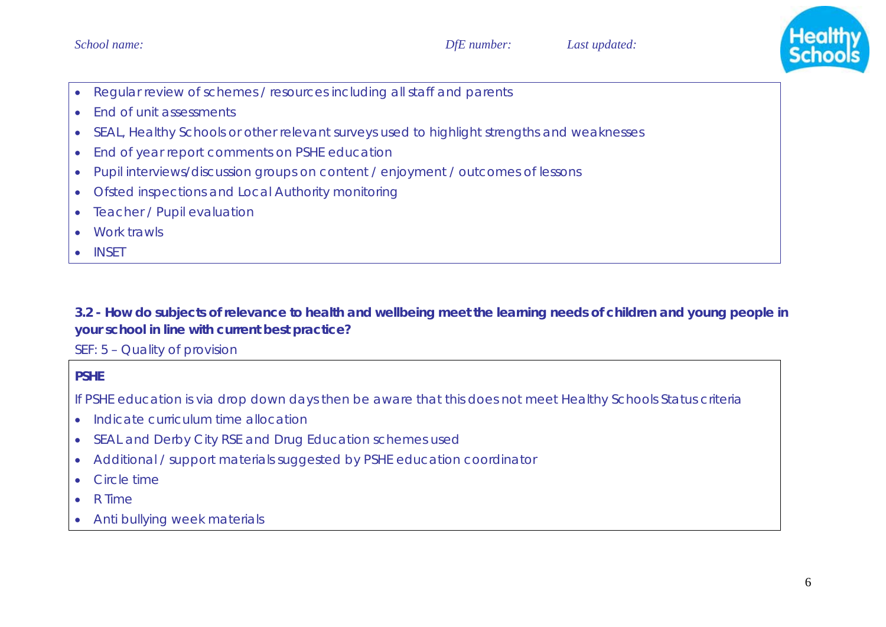- Regular review of schemes / resources including all staff and parents
- End of unit assessments
- SEAL, Healthy Schools or other relevant surveys used to highlight strengths and weaknesses
- End of year report comments on PSHE education
- Pupil interviews/discussion groups on content / enjoyment / outcomes of lessons
- Ofsted inspections and Local Authority monitoring
- Teacher / Pupil evaluation
- Work trawls
- INSET

**3.2 - How do subjects of relevance to health and wellbeing meet the learning needs of children and young people in your school in line with current best practice?**

SEF: 5 – Quality of provision

**PSHE**

If PSHE education is via drop down days then be aware that this does not meet Healthy Schools Status criteria

- Indicate curriculum time allocation
- SEAL and Derby City RSE and Drug Education schemes used
- Additional / support materials suggested by PSHE education coordinator
- Circle time
- R Time
- Anti bullying week materials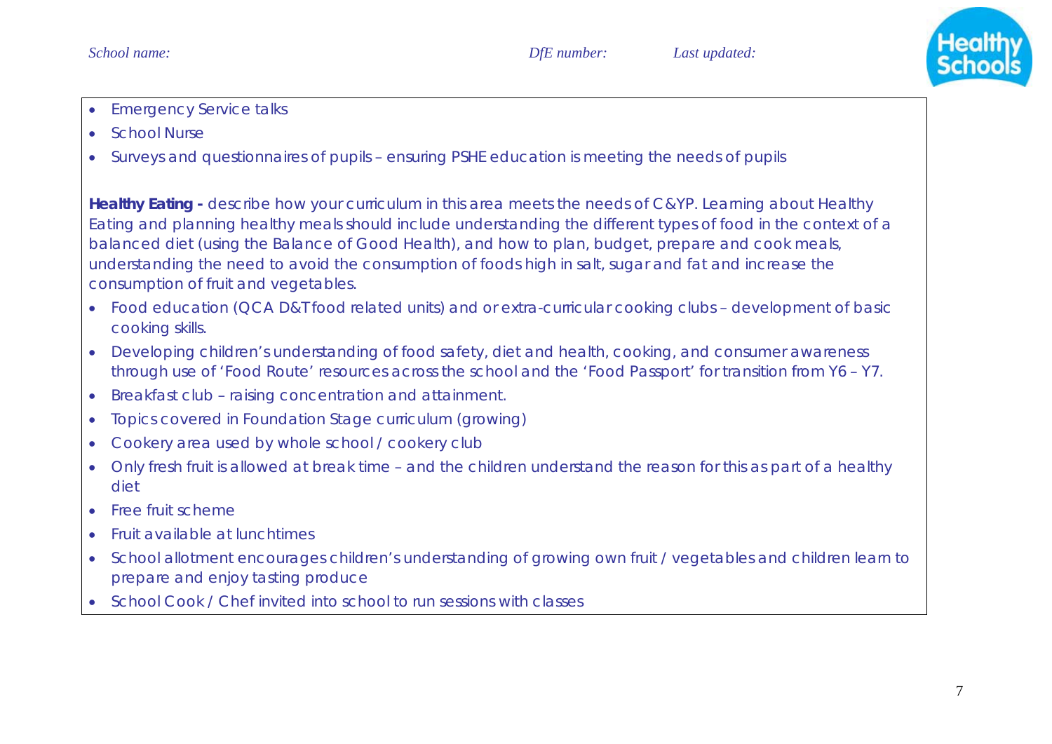- Emergency Service talks
- School Nurse
- Surveys and questionnaires of pupils – ensuring PSHE education is meeting the needs of pupils

**Healthy Eating -** describe how your curriculum in this area meets the needs of C&YP. Learning about Healthy Eating and planning healthy meals should include understanding the different types of food in the context of a balanced diet (using the Balance of Good Health), and how to plan, budget, prepare and cook meals, understanding the need to avoid the consumption of foods high in salt, sugar and fat and increase the consumption of fruit and vegetables.

- Food education (QCA D&T food related units) and or extra-curricular cooking clubs – development of basic cooking skills.
- Developing children's understanding of food safety, diet and health, cooking, and consumer awareness through use of 'Food Route' resources across the school and the 'Food Passport' for transition from Y6 – Y7.
- Breakfast club – raising concentration and attainment.
- Topics covered in Foundation Stage curriculum (growing)
- Cookery area used by whole school / cookery club
- Only fresh fruit is allowed at break time – and the children understand the reason for this as part of a healthy diet
- Free fruit scheme
- Fruit available at lunchtimes
- School allotment encourages children's understanding of growing own fruit / vegetables and children learn to prepare and enjoy tasting produce
- School Cook / Chef invited into school to run sessions with classes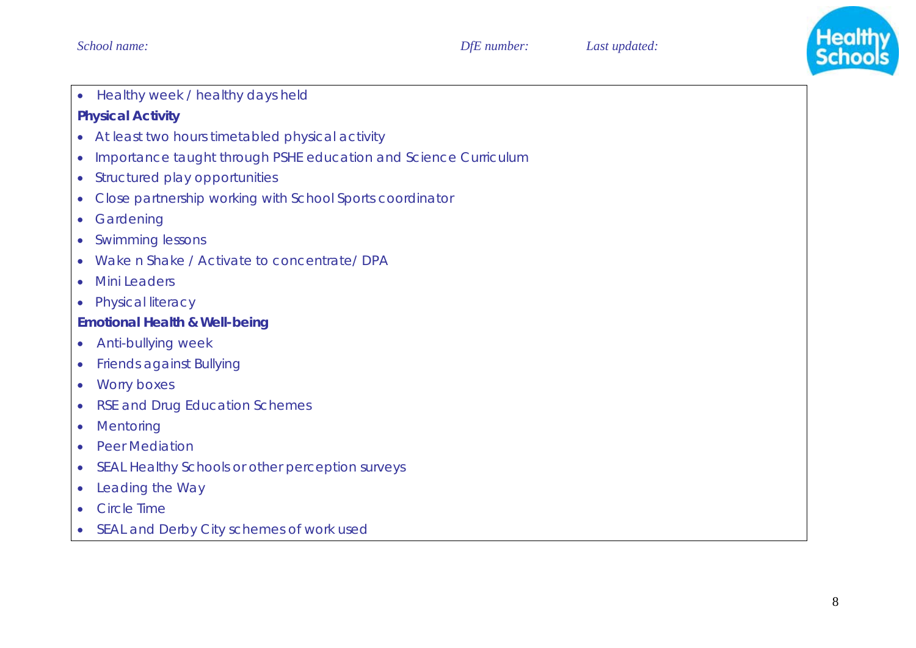- Healthy week / healthy days held

**Physical Activity**

- At least two hours timetabled physical activity
- Importance taught through PSHE education and Science Curriculum
- Structured play opportunities
- Close partnership working with School Sports coordinator
- Gardening
- Swimming lessons
- Wake n Shake / Activate to concentrate/ DPA
- Mini Leaders
- Physical literacy

**Emotional Health & Well-being**

- Anti-bullying week
- Friends against Bullying
- Worry boxes
- RSE and Drug Education Schemes
- Mentoring
- Peer Mediation
- SEAL Healthy Schools or other perception surveys
- Leading the Way
- Circle Time
- SEAL and Derby City schemes of work used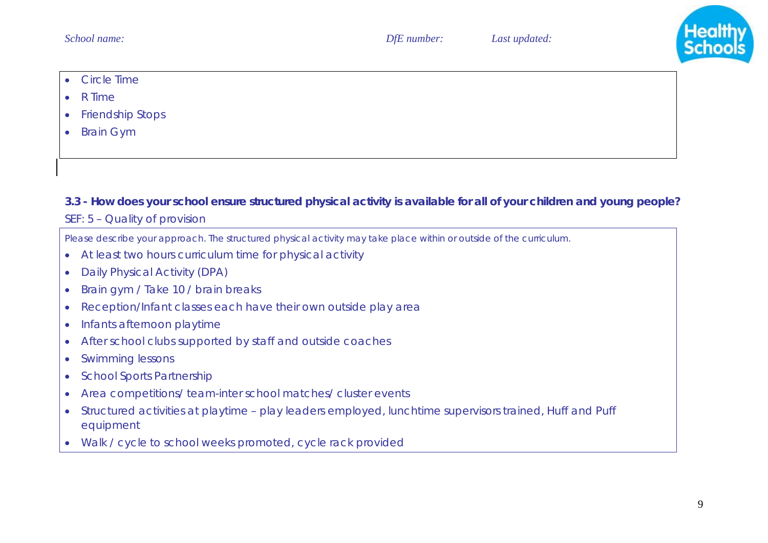- Circle Time
- R Time
- Friendship Stops
- Brain Gym

**3.3 - How does your school ensure structured physical activity is available for all of your children and young people?**

SEF: 5 – Quality of provision

Please describe your approach. The structured physical activity may take place within or outside of the curriculum.

- At least two hours curriculum time for physical activity
- Daily Physical Activity (DPA)
- Brain gym / Take 10 / brain breaks
- Reception/Infant classes each have their own outside play area
- Infants afternoon playtime
- After school clubs supported by staff and outside coaches
- Swimming lessons
- School Sports Partnership
- Area competitions/ team-inter school matches/ cluster events
- Structured activities at playtime – play leaders employed, lunchtime supervisors trained, Huff and Puff equipment
- Walk / cycle to school weeks promoted, cycle rack provided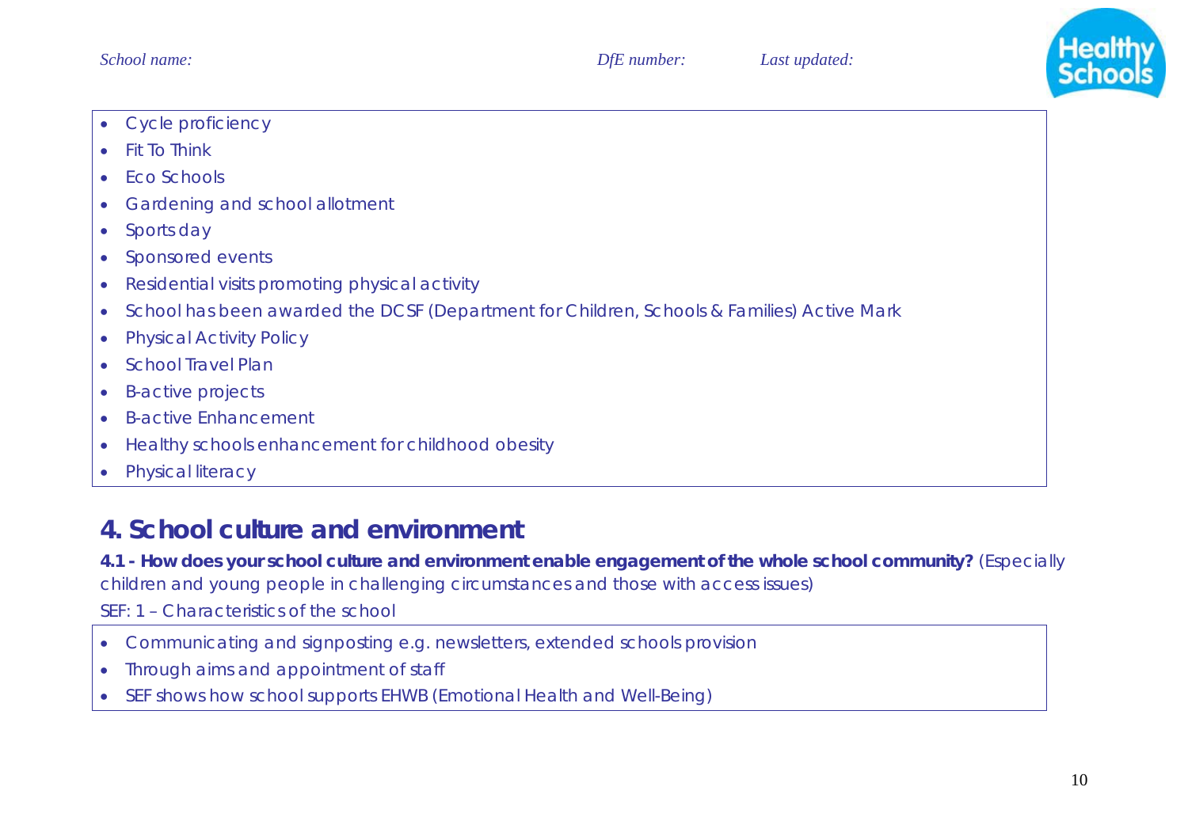- Cycle proficiency
- Fit To Think
- Eco Schools
- Gardening and school allotment
- Sports day
- Sponsored events
- Residential visits promoting physical activity
- School has been awarded the DCSF (Department for Children, Schools & Families) Active Mark
- Physical Activity Policy
- School Travel Plan
- B-active projects
- B-active Enhancement
- Healthy schools enhancement for childhood obesity
- Physical literacy

## 4. School culture and environment

**4.1 - How does your school culture and environment enable engagement of the whole school community?** (Especially children and young people in challenging circumstances and those with access issues)

SEF: 1 – Characteristics of the school

- Communicating and signposting e.g. newsletters, extended schools provision
- Through aims and appointment of staff
- SEF shows how school supports EHWB (Emotional Health and Well-Being)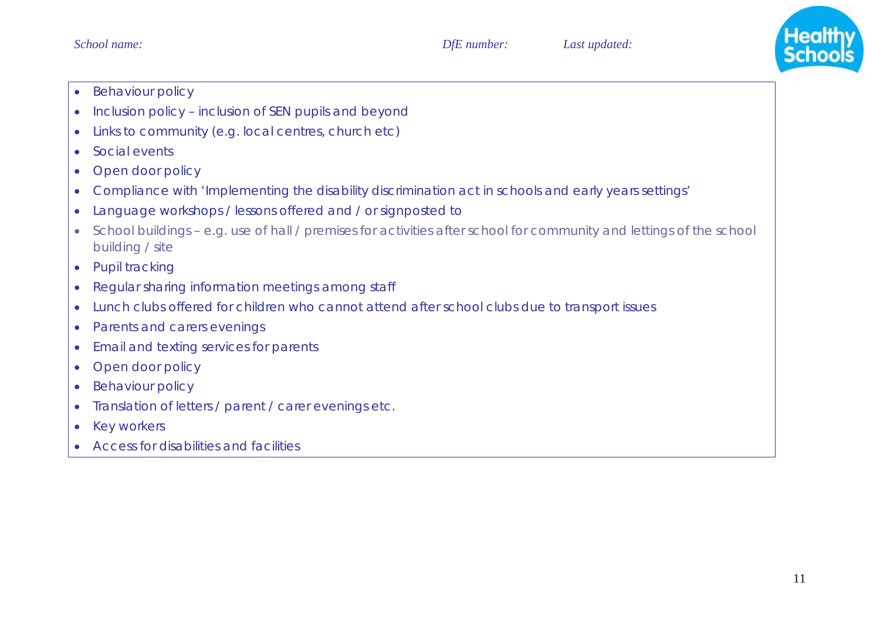- Behaviour policy
- Inclusion policy – inclusion of SEN pupils and beyond
- Links to community (e.g. local centres, church etc)
- Social events
- Open door policy
- Compliance with 'Implementing the disability discrimination act in schools and early years settings'
- Language workshops / lessons offered and / or signposted to
- School buildings – e.g. use of hall / premises for activities after school for community and lettings of the school building / site
- Pupil tracking
- Regular sharing information meetings among staff
- Lunch clubs offered for children who cannot attend after school clubs due to transport issues
- Parents and carers evenings
- Email and texting services for parents
- Open door policy
- Behaviour policy
- Translation of letters / parent / carer evenings etc.
- Key workers
- Access for disabilities and facilities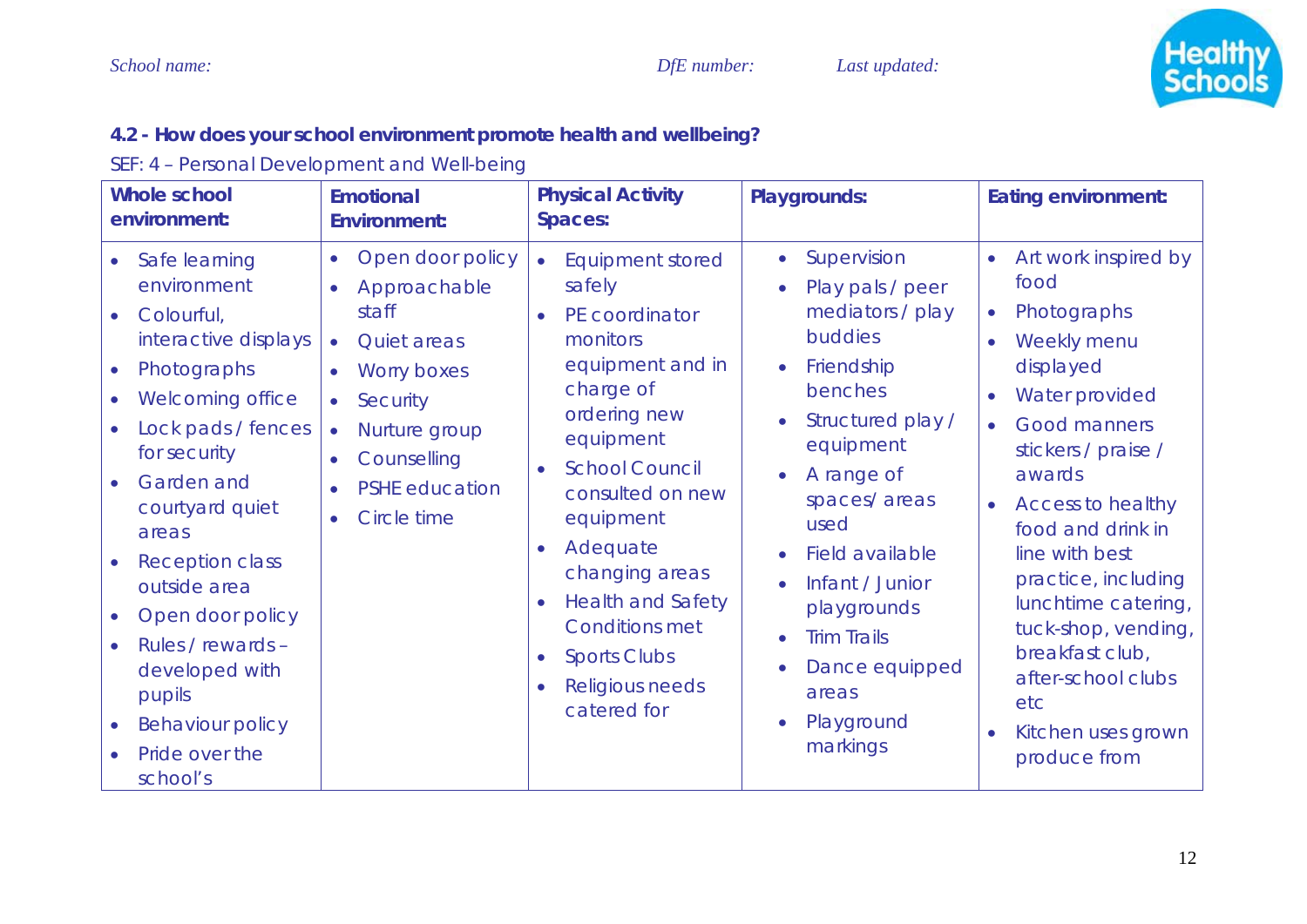*School name:* *DfE number:* *Last updated:*

**4.2 - How does your school environment promote health and wellbeing?**

SEF: 4 – Personal Development and Well-being

| **Whole school environment:** | **Emotional Environment:** | **Physical Activity Spaces:** | **Playgrounds:** | **Eating environment:** |
|---|---|---|---|---|
| • Safe learning environment<br>• Colourful, interactive displays<br>• Photographs<br>• Welcoming office<br>• Lock pads / fences for security<br>• Garden and courtyard quiet areas<br>• Reception class outside area<br>• Open door policy<br>• Rules / rewards – developed with pupils<br>• Behaviour policy<br>• Pride over the school's | • Open door policy<br>• Approachable staff<br>• Quiet areas<br>• Worry boxes<br>• Security<br>• Nurture group<br>• Counselling<br>• PSHE education<br>• Circle time | • Equipment stored safely<br>• PE coordinator monitors equipment and in charge of ordering new equipment<br>• School Council consulted on new equipment<br>• Adequate changing areas<br>• Health and Safety Conditions met<br>• Sports Clubs<br>• Religious needs catered for | • Supervision<br>• Play pals / peer mediators / play buddies<br>• Friendship benches<br>• Structured play / equipment<br>• A range of spaces/ areas used<br>• Field available<br>• Infant / Junior playgrounds<br>• Trim Trails<br>• Dance equipped areas<br>• Playground markings | • Art work inspired by food<br>• Photographs<br>• Weekly menu displayed<br>• Water provided<br>• Good manners stickers / praise / awards<br>• Access to healthy food and drink in line with best practice, including lunchtime catering, tuck-shop, vending, breakfast club, after-school clubs etc<br>• Kitchen uses grown produce from |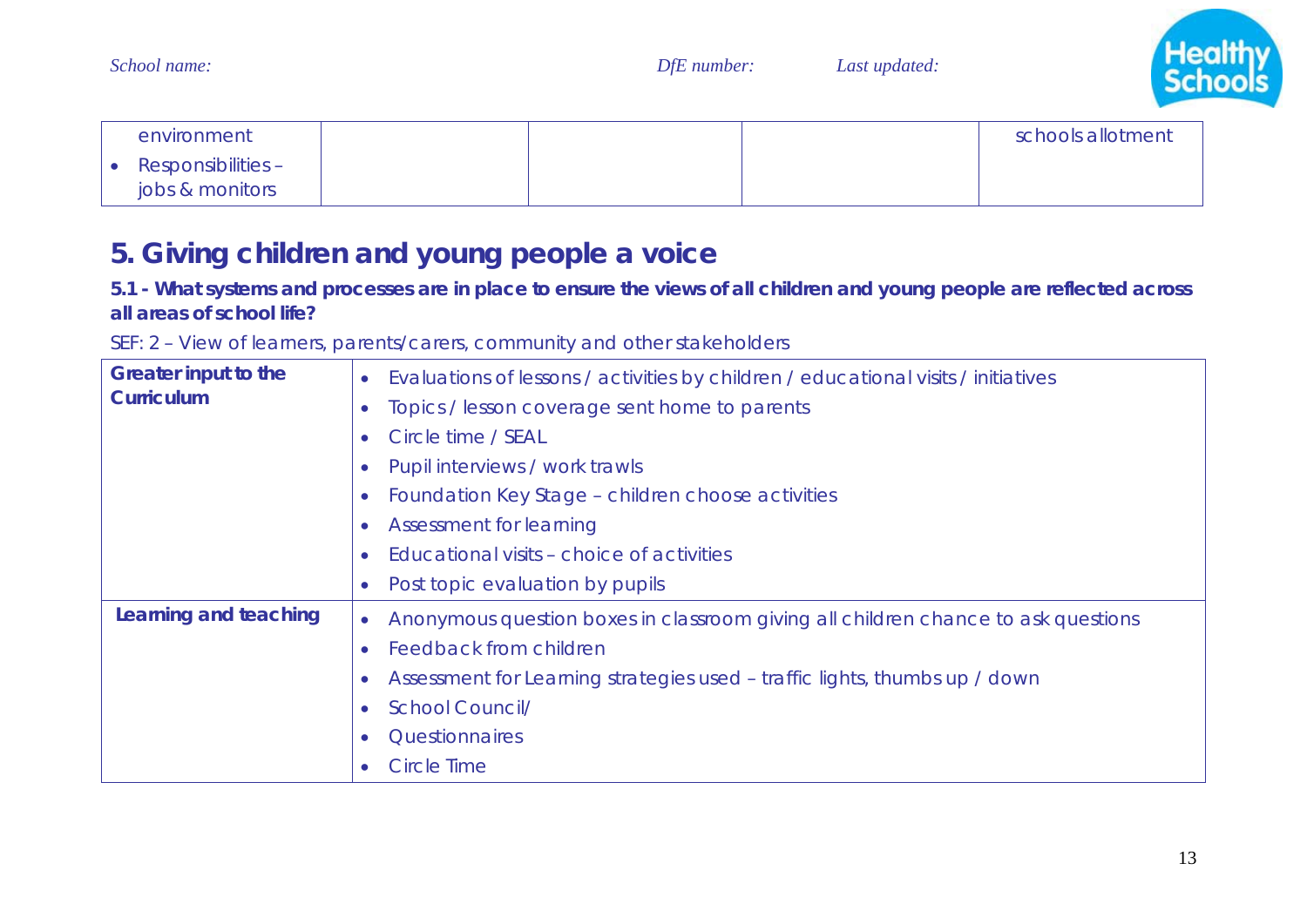| | | | | |
|---|---|---|---|---|
| environment<br>• Responsibilities – jobs & monitors | | | | schools allotment |

## 5. Giving children and young people a voice

**5.1 - What systems and processes are in place to ensure the views of all children and young people are reflected across all areas of school life?**

SEF: 2 – View of learners, parents/carers, community and other stakeholders

| | |
|---|---|
| **Greater input to the Curriculum** | • Evaluations of lessons / activities by children / educational visits / initiatives<br>• Topics / lesson coverage sent home to parents<br>• Circle time / SEAL<br>• Pupil interviews / work trawls<br>• Foundation Key Stage – children choose activities<br>• Assessment for learning<br>• Educational visits – choice of activities<br>• Post topic evaluation by pupils |
| **Learning and teaching** | • Anonymous question boxes in classroom giving all children chance to ask questions<br>• Feedback from children<br>• Assessment for Learning strategies used – traffic lights, thumbs up / down<br>• School Council/<br>• Questionnaires<br>• Circle Time |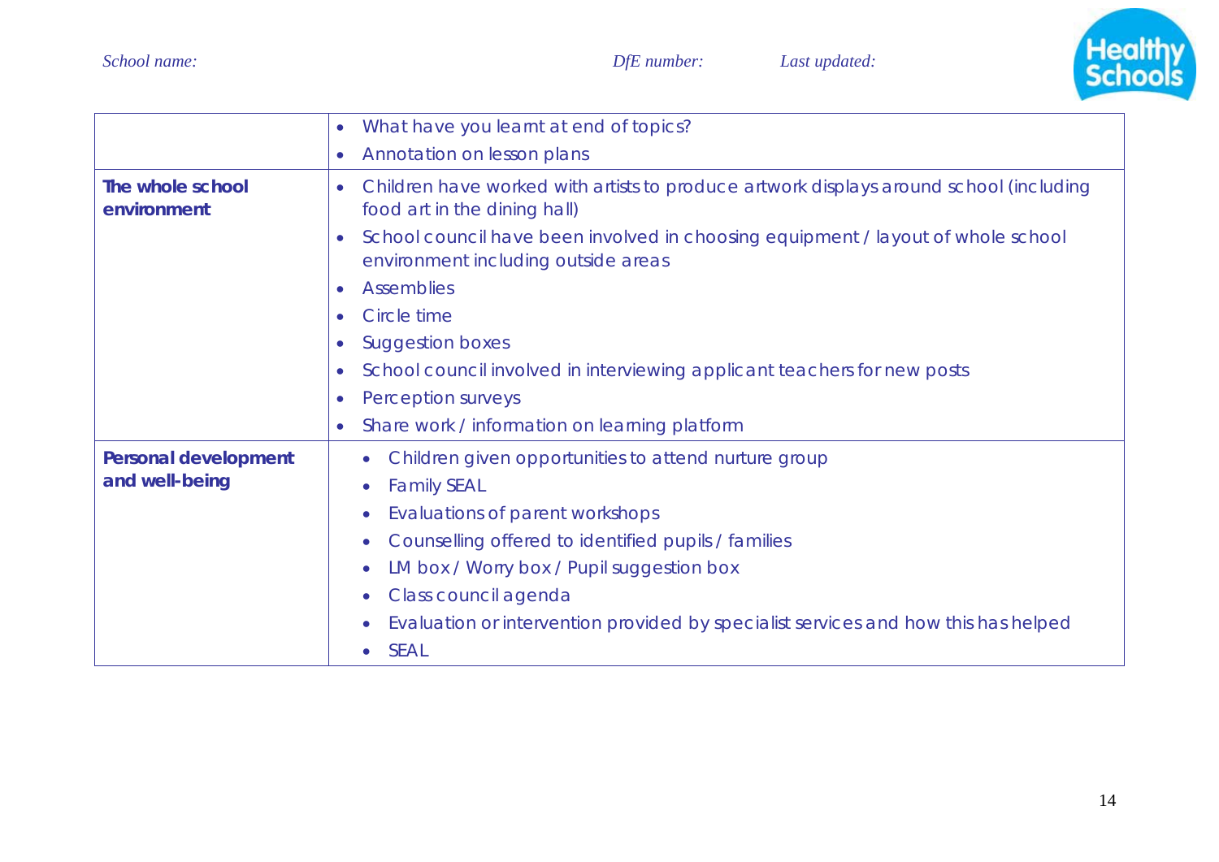| | |
|---|---|
| | • What have you learnt at end of topics?<br>• Annotation on lesson plans |
| **The whole school environment** | • Children have worked with artists to produce artwork displays around school (including food art in the dining hall)<br>• School council have been involved in choosing equipment / layout of whole school environment including outside areas<br>• Assemblies<br>• Circle time<br>• Suggestion boxes<br>• School council involved in interviewing applicant teachers for new posts<br>• Perception surveys<br>• Share work / information on learning platform |
| **Personal development and well-being** | • Children given opportunities to attend nurture group<br>• Family SEAL<br>• Evaluations of parent workshops<br>• Counselling offered to identified pupils / families<br>• LM box / Worry box / Pupil suggestion box<br>• Class council agenda<br>• Evaluation or intervention provided by specialist services and how this has helped<br>• SEAL |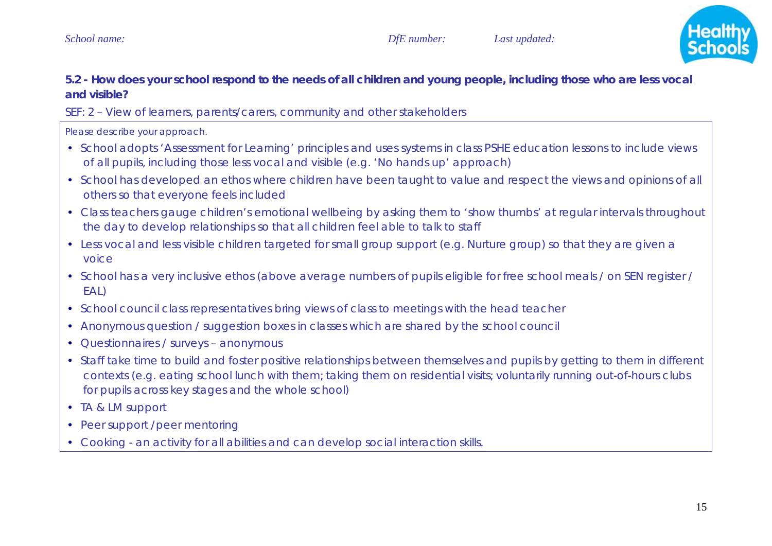School name: DfE number: Last updated:

**5.2 - How does your school respond to the needs of all children and young people, including those who are less vocal and visible?**

SEF: 2 – View of learners, parents/carers, community and other stakeholders

Please describe your approach.

- School adopts 'Assessment for Learning' principles and uses systems in class PSHE education lessons to include views of all pupils, including those less vocal and visible (e.g. 'No hands up' approach)
- School has developed an ethos where children have been taught to value and respect the views and opinions of all others so that everyone feels included
- Class teachers gauge children's emotional wellbeing by asking them to 'show thumbs' at regular intervals throughout the day to develop relationships so that all children feel able to talk to staff
- Less vocal and less visible children targeted for small group support (e.g. Nurture group) so that they are given a voice
- School has a very inclusive ethos (above average numbers of pupils eligible for free school meals / on SEN register / EAL)
- School council class representatives bring views of class to meetings with the head teacher
- Anonymous question / suggestion boxes in classes which are shared by the school council
- Questionnaires / surveys – anonymous
- Staff take time to build and foster positive relationships between themselves and pupils by getting to them in different contexts (e.g. eating school lunch with them; taking them on residential visits; voluntarily running out-of-hours clubs for pupils across key stages and the whole school)
- TA & LM support
- Peer support / peer mentoring
- Cooking - an activity for all abilities and can develop social interaction skills.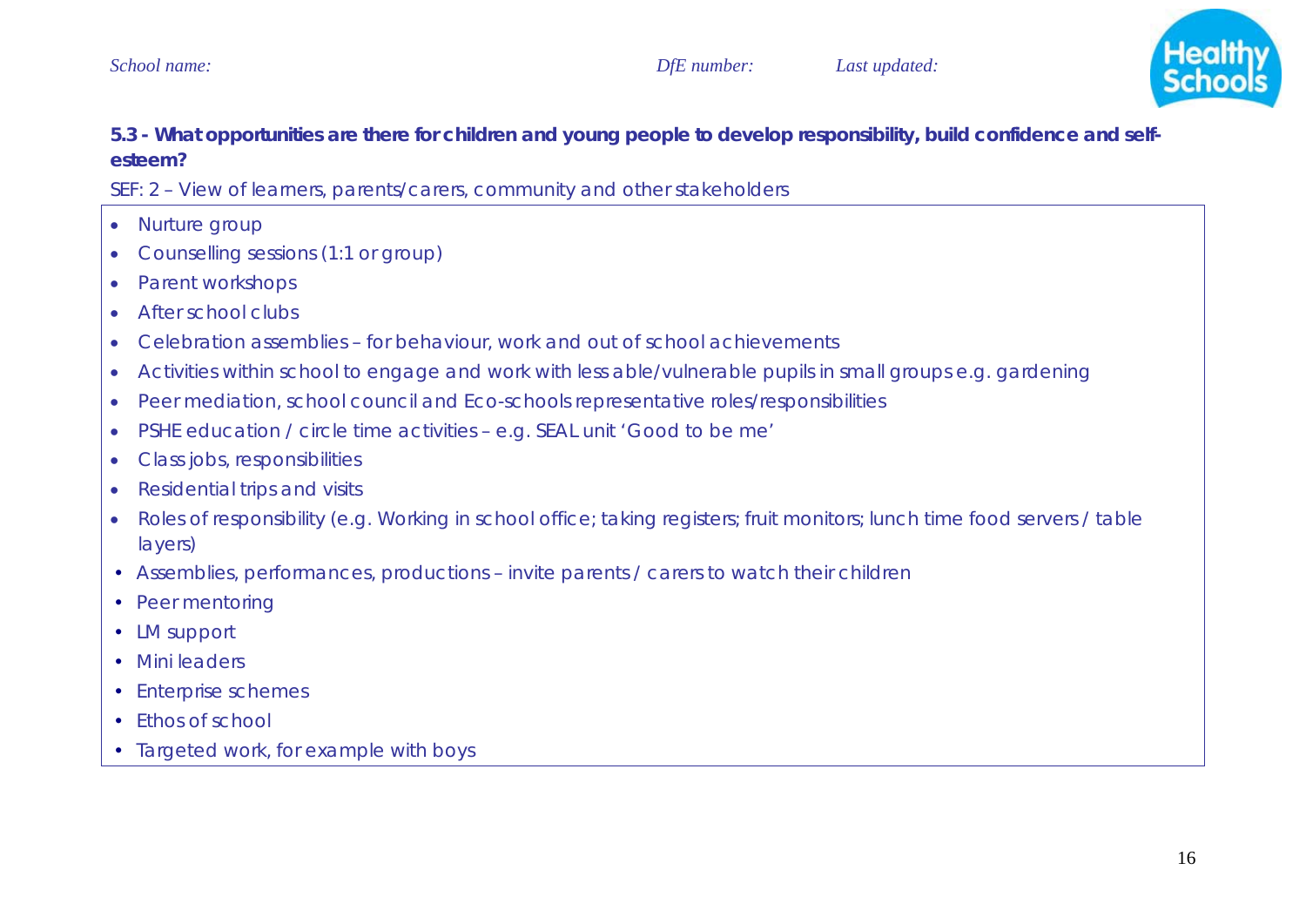*School name:* *DfE number:* *Last updated:*

**5.3 - What opportunities are there for children and young people to develop responsibility, build confidence and self-esteem?**

SEF: 2 – View of learners, parents/carers, community and other stakeholders

- Nurture group
- Counselling sessions (1:1 or group)
- Parent workshops
- After school clubs
- Celebration assemblies – for behaviour, work and out of school achievements
- Activities within school to engage and work with less able/vulnerable pupils in small groups e.g. gardening
- Peer mediation, school council and Eco-schools representative roles/responsibilities
- PSHE education / circle time activities – e.g. SEAL unit 'Good to be me'
- Class jobs, responsibilities
- Residential trips and visits
- Roles of responsibility (e.g. Working in school office; taking registers; fruit monitors; lunch time food servers / table layers)
- Assemblies, performances, productions – invite parents / carers to watch their children
- Peer mentoring
- LM support
- Mini leaders
- Enterprise schemes
- Ethos of school
- Targeted work, for example with boys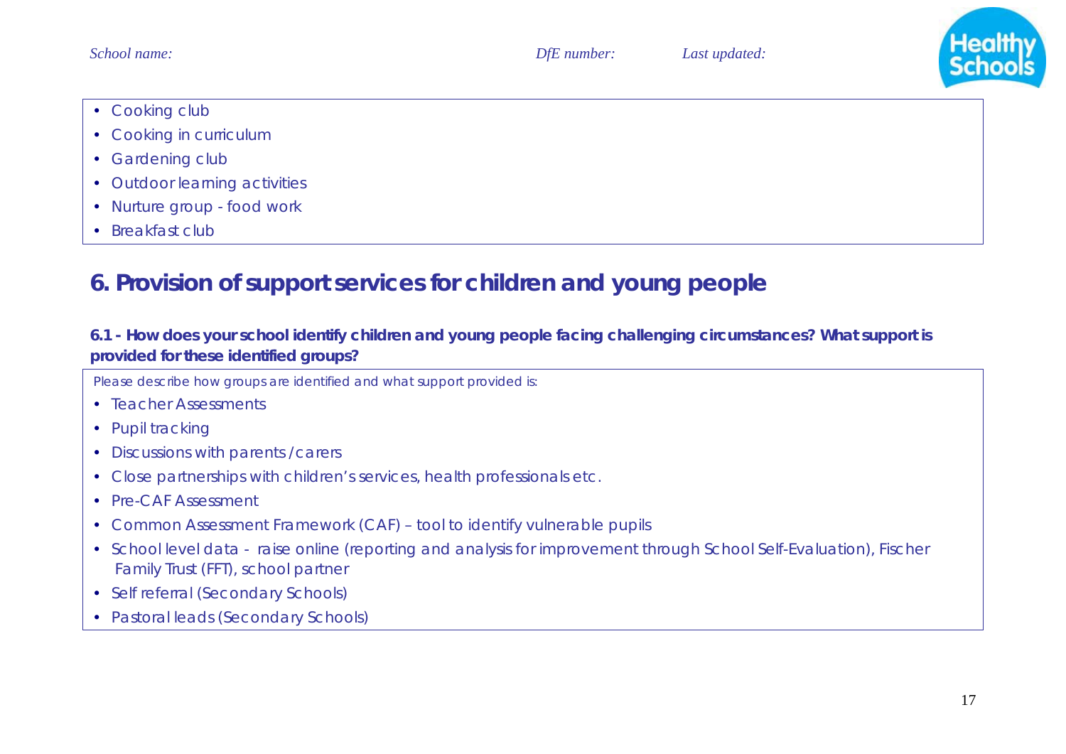- Cooking club
- Cooking in curriculum
- Gardening club
- Outdoor learning activities
- Nurture group - food work
- Breakfast club

## 6. Provision of support services for children and young people

**6.1 - How does your school identify children and young people facing challenging circumstances? What support is provided for these identified groups?**

Please describe how groups are identified and what support provided is:

- Teacher Assessments
- Pupil tracking
- Discussions with parents / carers
- Close partnerships with children's services, health professionals etc.
- Pre-CAF Assessment
- Common Assessment Framework (CAF) – tool to identify vulnerable pupils
- School level data - raise online (reporting and analysis for improvement through School Self-Evaluation), Fischer Family Trust (FFT), school partner
- Self referral (Secondary Schools)
- Pastoral leads (Secondary Schools)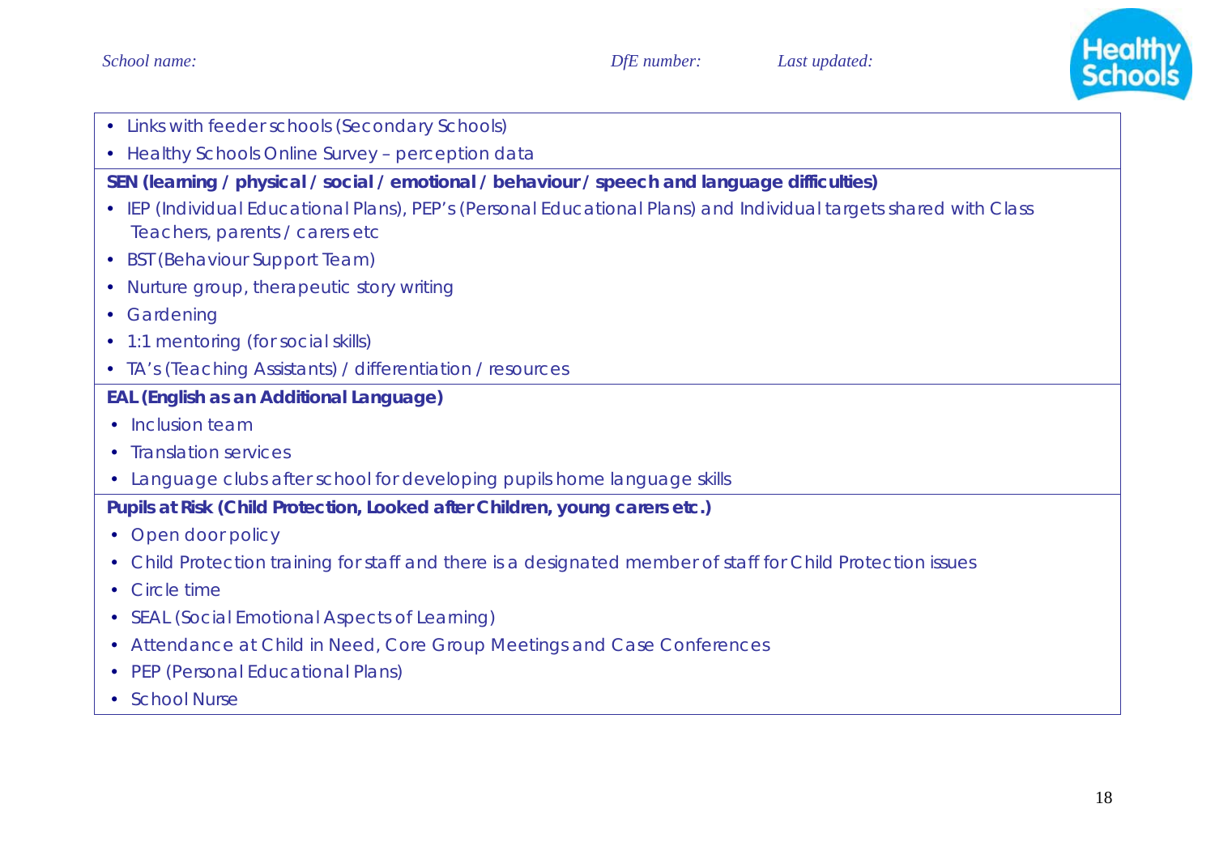- Links with feeder schools (Secondary Schools)
- Healthy Schools Online Survey – perception data

**SEN (learning / physical / social / emotional / behaviour / speech and language difficulties)**

- IEP (Individual Educational Plans), PEP's (Personal Educational Plans) and Individual targets shared with Class Teachers, parents / carers etc
- BST (Behaviour Support Team)
- Nurture group, therapeutic story writing
- Gardening
- 1:1 mentoring (for social skills)
- TA's (Teaching Assistants) / differentiation / resources

**EAL (English as an Additional Language)**

- Inclusion team
- Translation services
- Language clubs after school for developing pupils home language skills

**Pupils at Risk (Child Protection, Looked after Children, young carers etc.)**

- Open door policy
- Child Protection training for staff and there is a designated member of staff for Child Protection issues
- Circle time
- SEAL (Social Emotional Aspects of Learning)
- Attendance at Child in Need, Core Group Meetings and Case Conferences
- PEP (Personal Educational Plans)
- School Nurse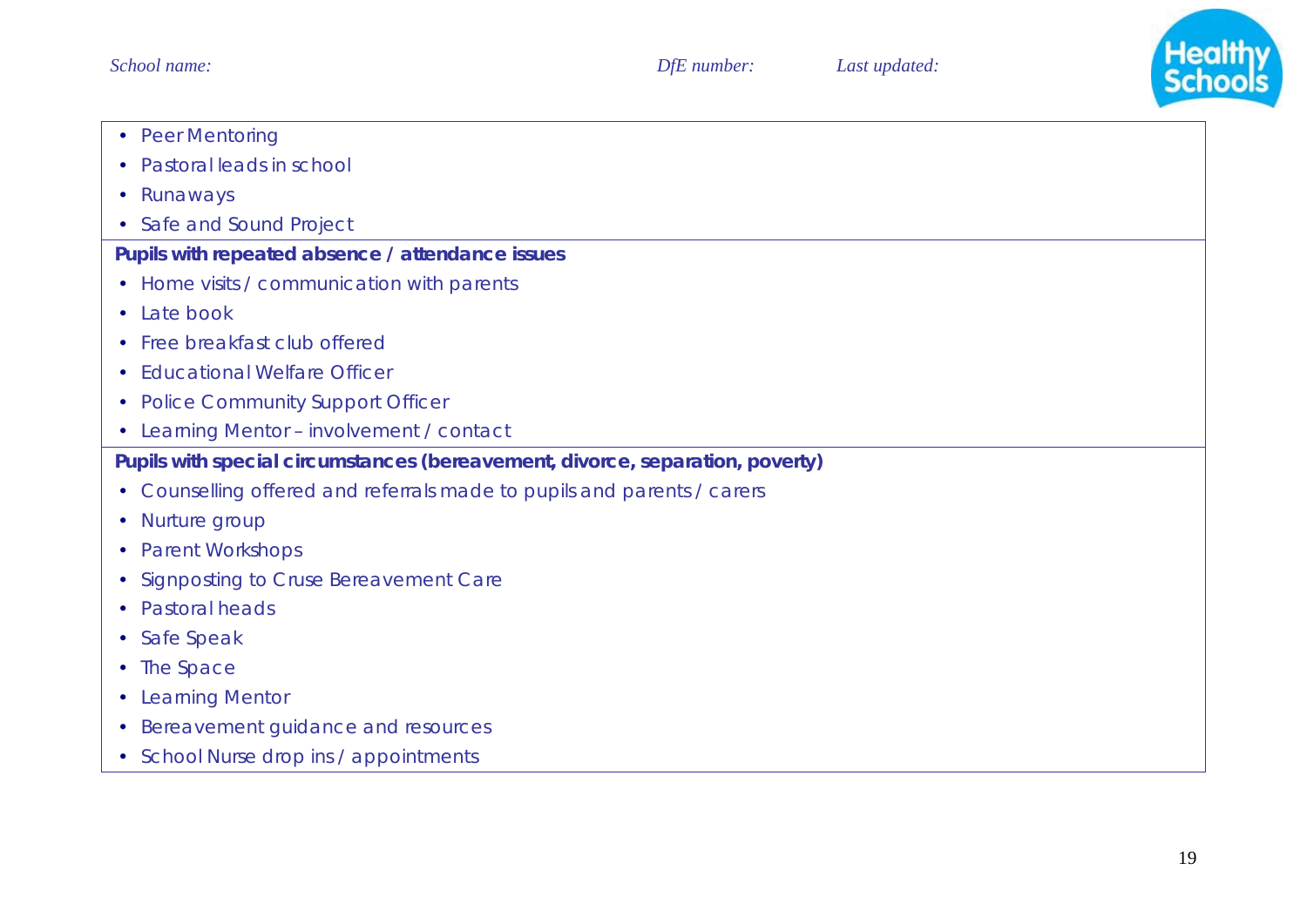- Peer Mentoring
- Pastoral leads in school
- Runaways
- Safe and Sound Project

**Pupils with repeated absence / attendance issues**

- Home visits / communication with parents
- Late book
- Free breakfast club offered
- Educational Welfare Officer
- Police Community Support Officer
- Learning Mentor – involvement / contact

**Pupils with special circumstances (bereavement, divorce, separation, poverty)**

- Counselling offered and referrals made to pupils and parents / carers
- Nurture group
- Parent Workshops
- Signposting to Cruse Bereavement Care
- Pastoral heads
- Safe Speak
- The Space
- Learning Mentor
- Bereavement guidance and resources
- School Nurse drop ins / appointments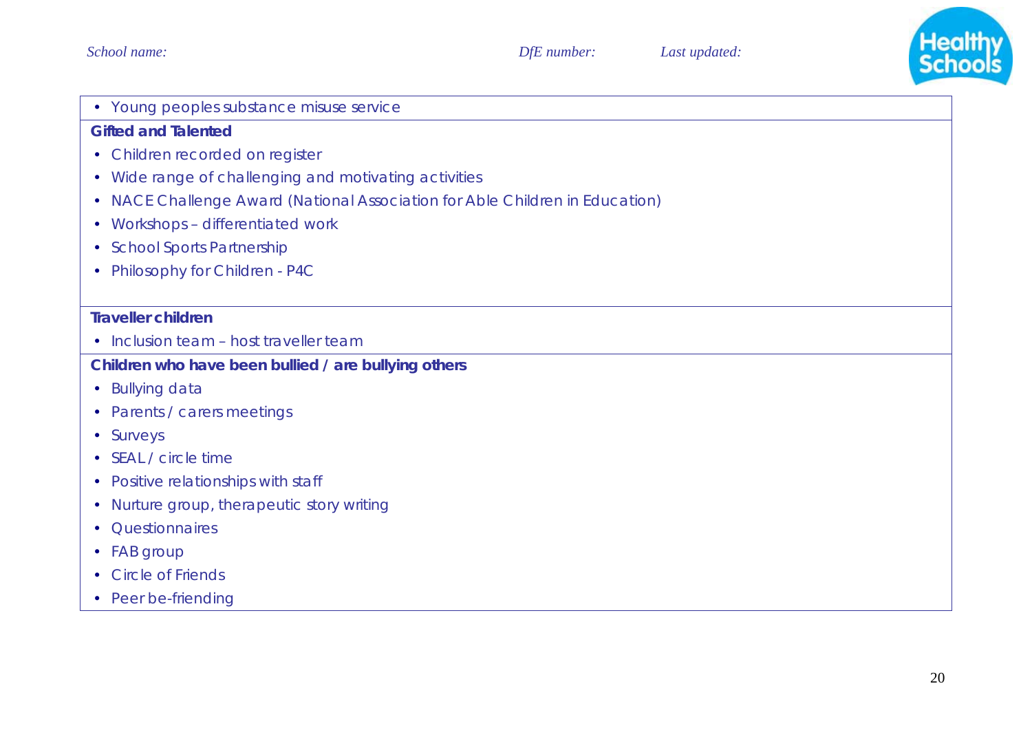- Young peoples substance misuse service

**Gifted and Talented**

- Children recorded on register
- Wide range of challenging and motivating activities
- NACE Challenge Award (National Association for Able Children in Education)
- Workshops – differentiated work
- School Sports Partnership
- Philosophy for Children - P4C

**Traveller children**

- Inclusion team – host traveller team

**Children who have been bullied / are bullying others**

- Bullying data
- Parents / carers meetings
- Surveys
- SEAL / circle time
- Positive relationships with staff
- Nurture group, therapeutic story writing
- Questionnaires
- FAB group
- Circle of Friends
- Peer be-friending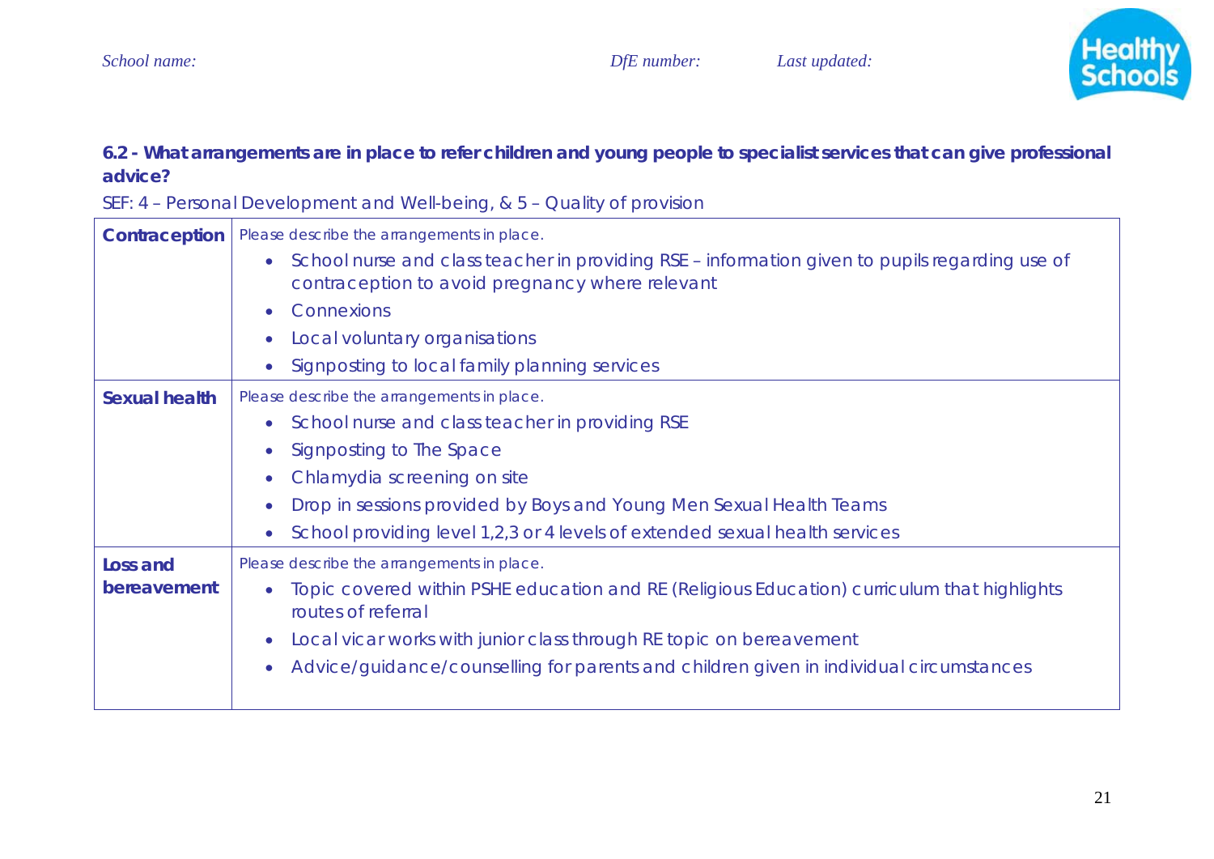**6.2 - What arrangements are in place to refer children and young people to specialist services that can give professional advice?**

SEF: 4 – Personal Development and Well-being, & 5 – Quality of provision

| | |
|---|---|
| **Contraception** | Please describe the arrangements in place.<br>• School nurse and class teacher in providing RSE – information given to pupils regarding use of contraception to avoid pregnancy where relevant<br>• Connexions<br>• Local voluntary organisations<br>• Signposting to local family planning services |
| **Sexual health** | Please describe the arrangements in place.<br>• School nurse and class teacher in providing RSE<br>• Signposting to The Space<br>• Chlamydia screening on site<br>• Drop in sessions provided by Boys and Young Men Sexual Health Teams<br>• School providing level 1,2,3 or 4 levels of extended sexual health services |
| **Loss and bereavement** | Please describe the arrangements in place.<br>• Topic covered within PSHE education and RE (Religious Education) curriculum that highlights routes of referral<br>• Local vicar works with junior class through RE topic on bereavement<br>• Advice/guidance/counselling for parents and children given in individual circumstances |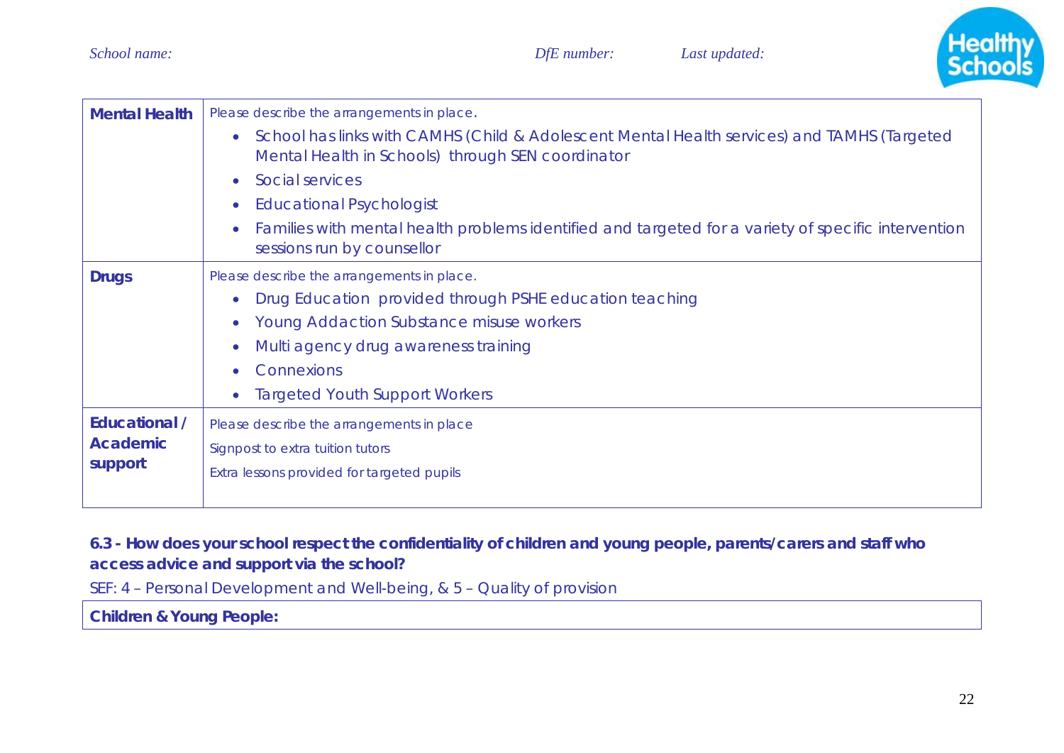| Mental Health | Please describe the arrangements in place.<br>• School has links with CAMHS (Child & Adolescent Mental Health services) and TAMHS (Targeted Mental Health in Schools) through SEN coordinator<br>• Social services<br>• Educational Psychologist<br>• Families with mental health problems identified and targeted for a variety of specific intervention sessions run by counsellor |
|---|---|
| **Drugs** | Please describe the arrangements in place.<br>• Drug Education provided through PSHE education teaching<br>• Young Addaction Substance misuse workers<br>• Multi agency drug awareness training<br>• Connexions<br>• Targeted Youth Support Workers |
| **Educational / Academic support** | Please describe the arrangements in place<br>Signpost to extra tuition tutors<br>Extra lessons provided for targeted pupils |

**6.3 - How does your school respect the confidentiality of children and young people, parents/carers and staff who access advice and support via the school?**

SEF: 4 – Personal Development and Well-being, & 5 – Quality of provision

| Children & Young People: |
|---|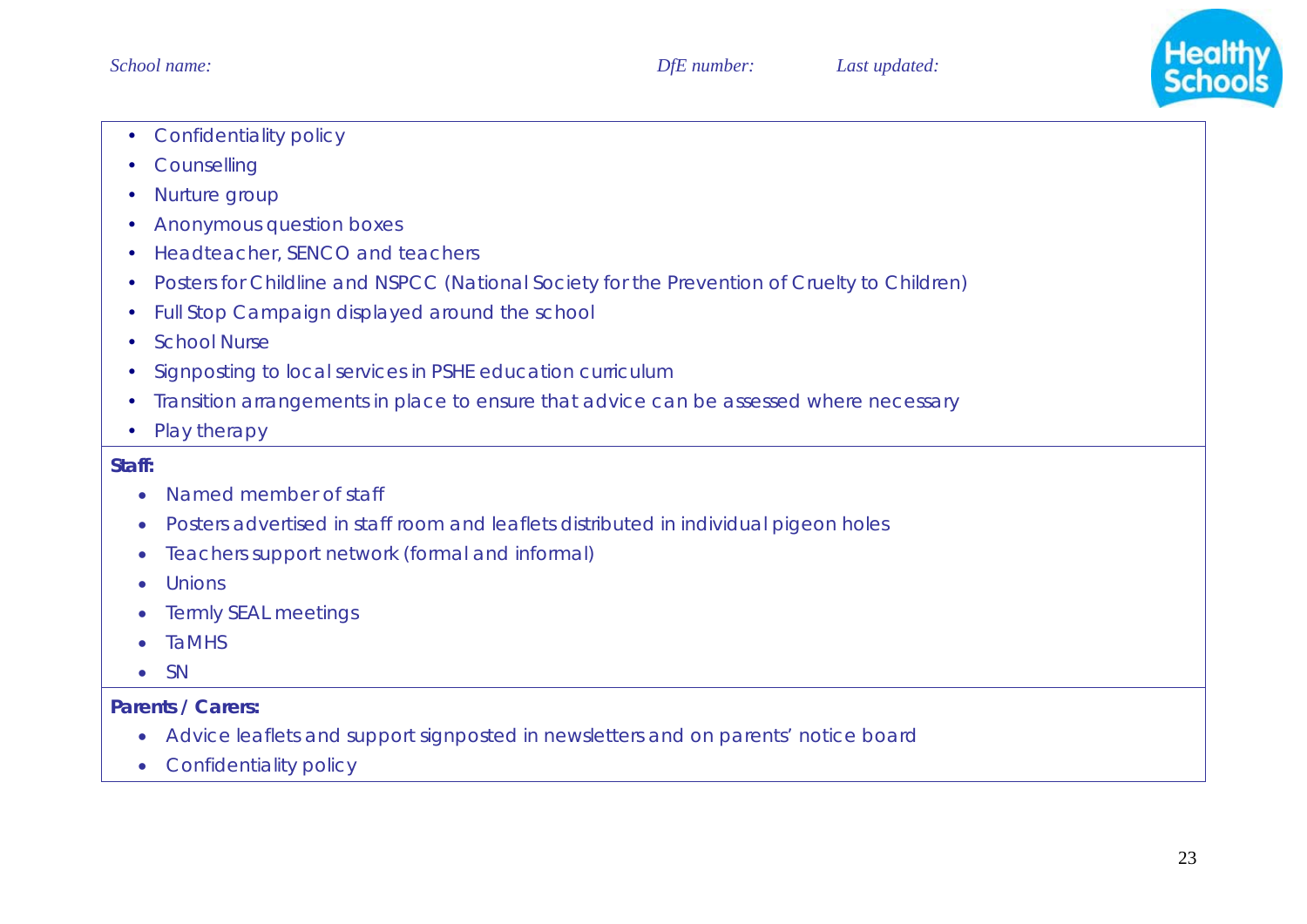- Confidentiality policy
- Counselling
- Nurture group
- Anonymous question boxes
- Headteacher, SENCO and teachers
- Posters for Childline and NSPCC (National Society for the Prevention of Cruelty to Children)
- Full Stop Campaign displayed around the school
- School Nurse
- Signposting to local services in PSHE education curriculum
- Transition arrangements in place to ensure that advice can be assessed where necessary
- Play therapy

**Staff:**

- Named member of staff
- Posters advertised in staff room and leaflets distributed in individual pigeon holes
- Teachers support network (formal and informal)
- Unions
- Termly SEAL meetings
- TaMHS
- SN

**Parents / Carers:**

- Advice leaflets and support signposted in newsletters and on parents' notice board
- Confidentiality policy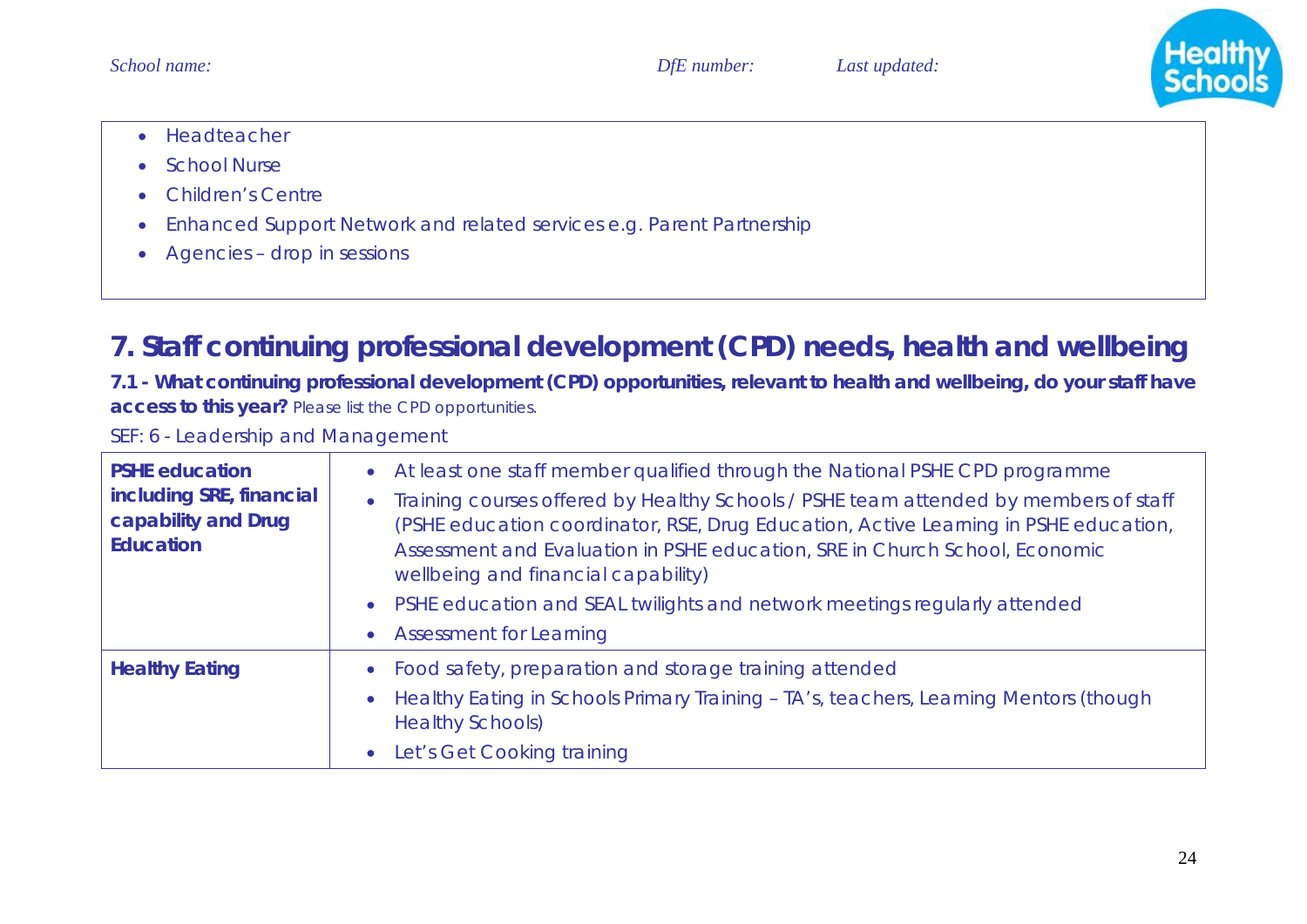- Headteacher
- School Nurse
- Children's Centre
- Enhanced Support Network and related services e.g. Parent Partnership
- Agencies – drop in sessions

## 7. Staff continuing professional development (CPD) needs, health and wellbeing

**7.1 - What continuing professional development (CPD) opportunities, relevant to health and wellbeing, do your staff have access to this year?** Please list the CPD opportunities.

SEF: 6 - Leadership and Management

| | |
|---|---|
| **PSHE education including SRE, financial capability and Drug Education** | • At least one staff member qualified through the National PSHE CPD programme<br>• Training courses offered by Healthy Schools / PSHE team attended by members of staff (PSHE education coordinator, RSE, Drug Education, Active Learning in PSHE education, Assessment and Evaluation in PSHE education, SRE in Church School, Economic wellbeing and financial capability)<br>• PSHE education and SEAL twilights and network meetings regularly attended<br>• Assessment for Learning |
| **Healthy Eating** | • Food safety, preparation and storage training attended<br>• Healthy Eating in Schools Primary Training – TA's, teachers, Learning Mentors (though Healthy Schools)<br>• Let's Get Cooking training |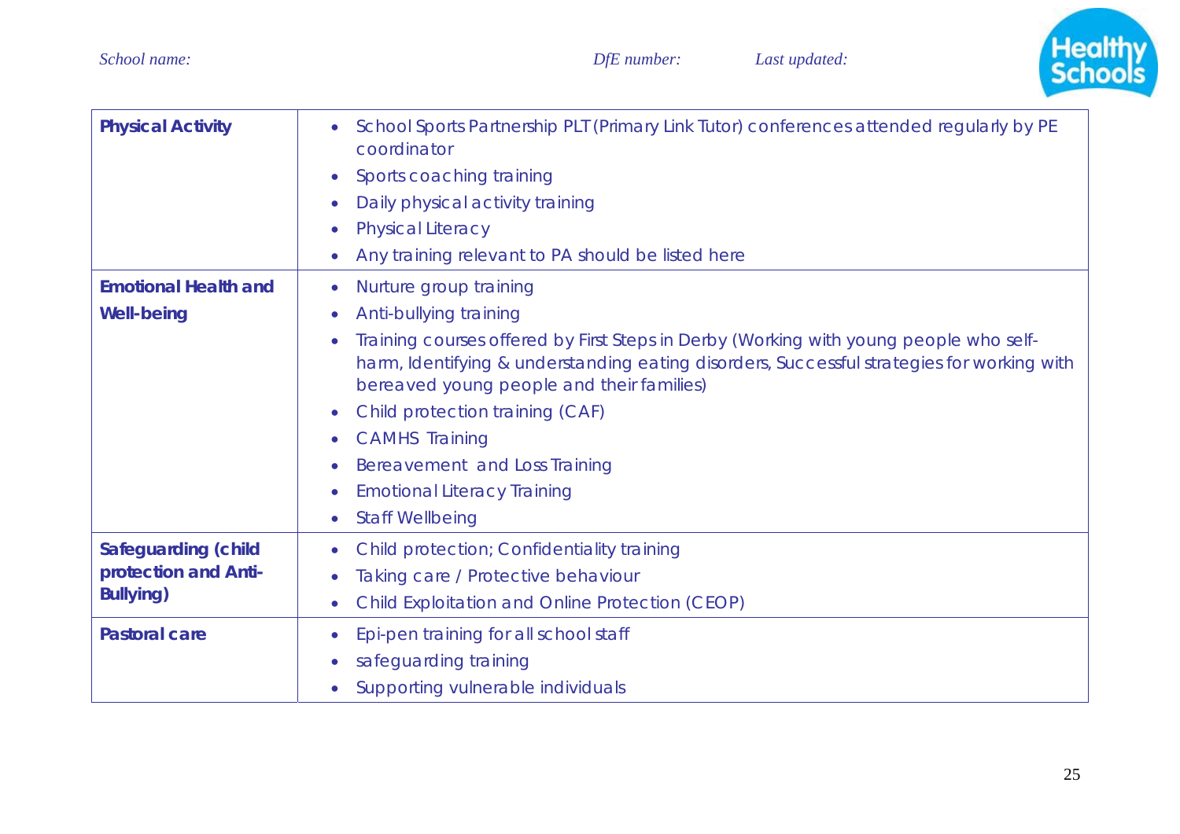*School name:* *DfE number:* *Last updated:*

| | |
|---|---|
| **Physical Activity** | • School Sports Partnership PLT (Primary Link Tutor) conferences attended regularly by PE coordinator<br>• Sports coaching training<br>• Daily physical activity training<br>• Physical Literacy<br>• Any training relevant to PA should be listed here |
| **Emotional Health and Well-being** | • Nurture group training<br>• Anti-bullying training<br>• Training courses offered by First Steps in Derby (Working with young people who self-harm, Identifying & understanding eating disorders, Successful strategies for working with bereaved young people and their families)<br>• Child protection training (CAF)<br>• CAMHS Training<br>• Bereavement and Loss Training<br>• Emotional Literacy Training<br>• Staff Wellbeing |
| **Safeguarding (child protection and Anti-Bullying)** | • Child protection; Confidentiality training<br>• Taking care / Protective behaviour<br>• Child Exploitation and Online Protection (CEOP) |
| **Pastoral care** | • Epi-pen training for all school staff<br>• safeguarding training<br>• Supporting vulnerable individuals |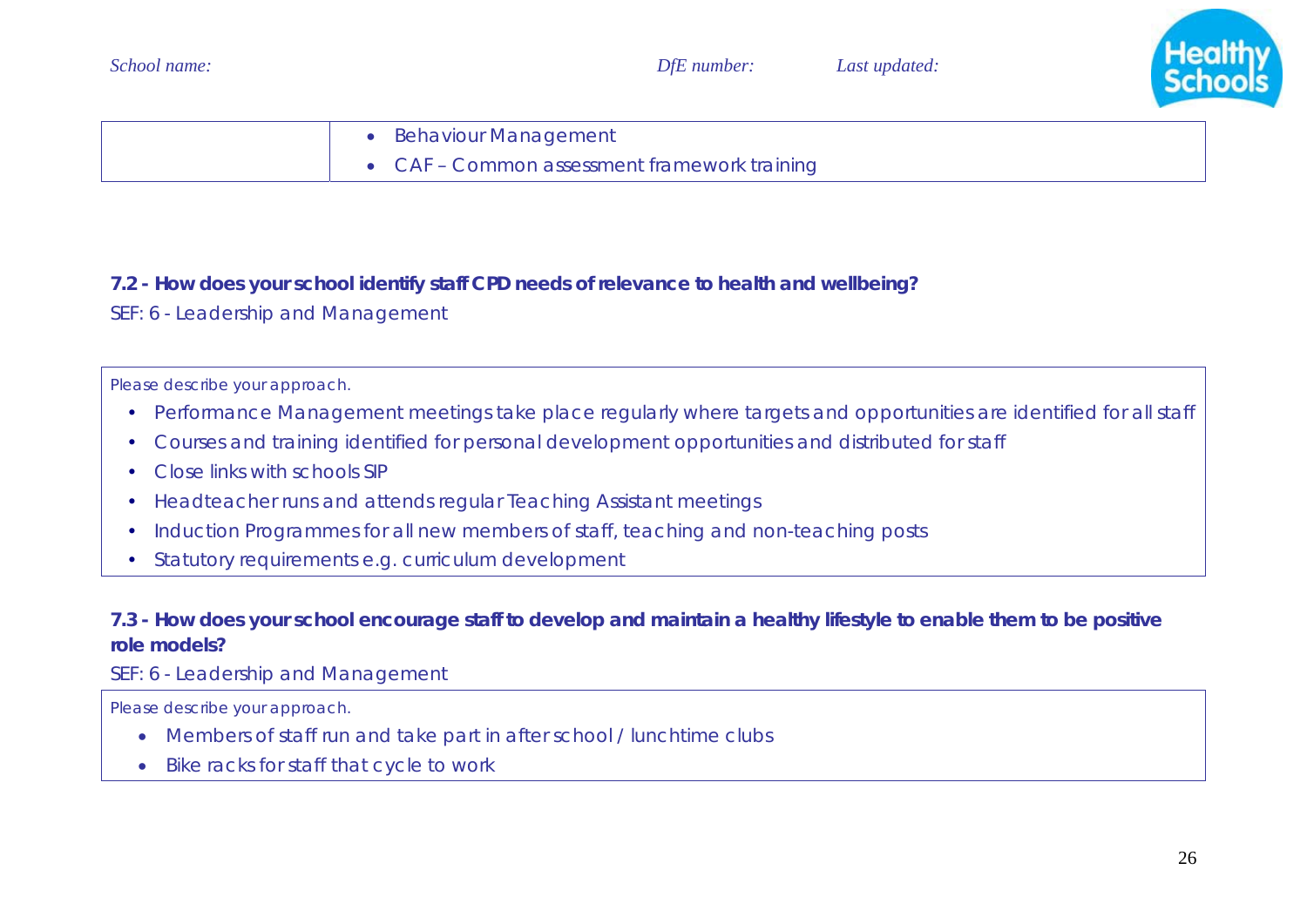| | |
|---|---|
| | • Behaviour Management<br>• CAF – Common assessment framework training |

**7.2 - How does your school identify staff CPD needs of relevance to health and wellbeing?**

SEF: 6 - Leadership and Management

| Please describe your approach. |
|---|
| • Performance Management meetings take place regularly where targets and opportunities are identified for all staff<br>• Courses and training identified for personal development opportunities and distributed for staff<br>• Close links with schools SIP<br>• Headteacher runs and attends regular Teaching Assistant meetings<br>• Induction Programmes for all new members of staff, teaching and non-teaching posts<br>• Statutory requirements e.g. curriculum development |

**7.3 - How does your school encourage staff to develop and maintain a healthy lifestyle to enable them to be positive role models?**

SEF: 6 - Leadership and Management

| Please describe your approach. |
|---|
| • Members of staff run and take part in after school / lunchtime clubs<br>• Bike racks for staff that cycle to work |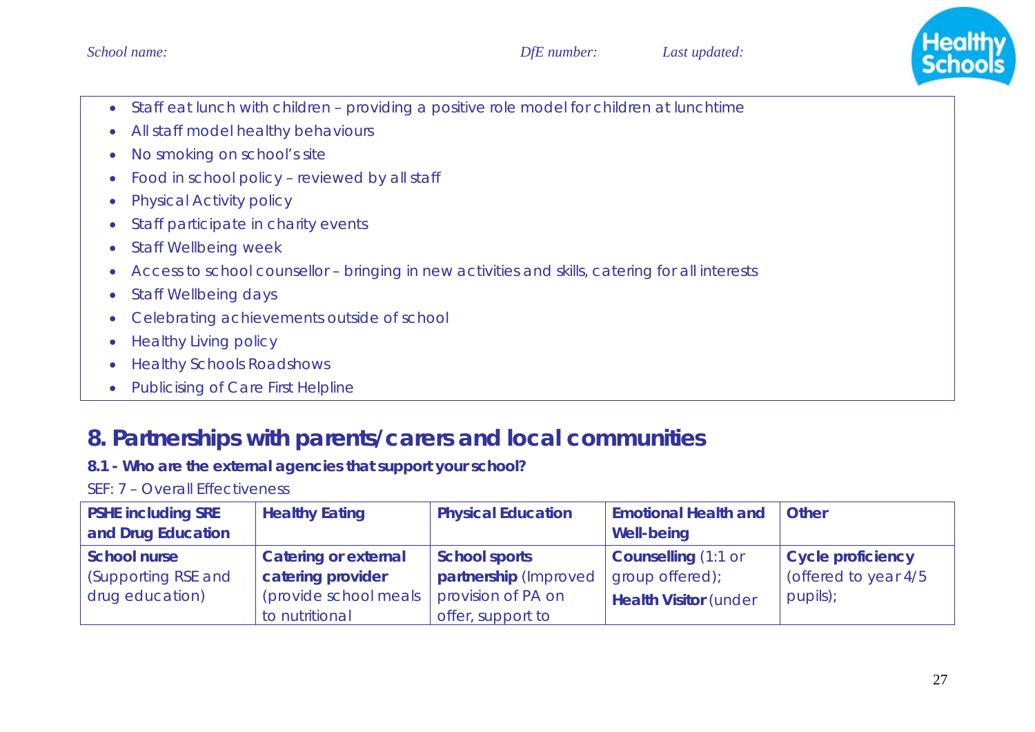- Staff eat lunch with children – providing a positive role model for children at lunchtime
- All staff model healthy behaviours
- No smoking on school's site
- Food in school policy – reviewed by all staff
- Physical Activity policy
- Staff participate in charity events
- Staff Wellbeing week
- Access to school counsellor – bringing in new activities and skills, catering for all interests
- Staff Wellbeing days
- Celebrating achievements outside of school
- Healthy Living policy
- Healthy Schools Roadshows
- Publicising of Care First Helpline

## 8. Partnerships with parents/carers and local communities

**8.1 - Who are the external agencies that support your school?**

SEF: 7 – Overall Effectiveness

| PSHE including SRE and Drug Education | Healthy Eating | Physical Education | Emotional Health and Well-being | Other |
|---|---|---|---|---|
| **School nurse** (Supporting RSE and drug education) | **Catering or external catering provider** (provide school meals to nutritional | **School sports partnership** (Improved provision of PA on offer, support to | **Counselling** (1:1 or group offered); **Health Visitor** (under | **Cycle proficiency** (offered to year 4/5 pupils); |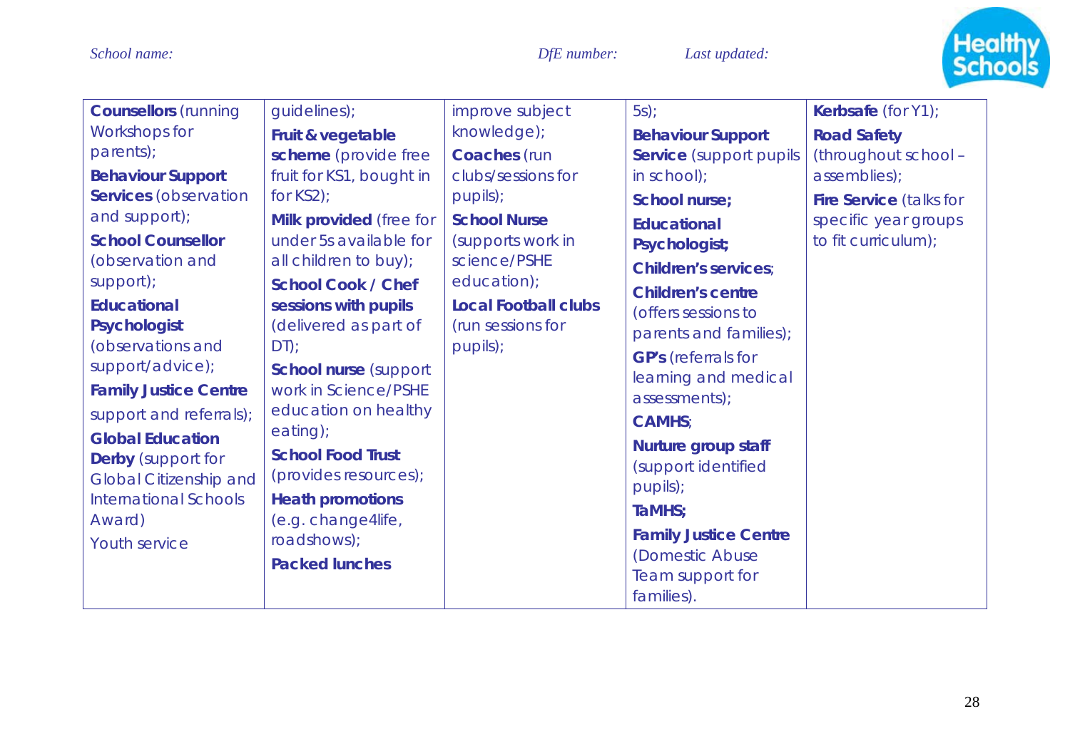School name: DfE number: Last updated:

| | | | | |
|---|---|---|---|---|
| **Counsellors** (running Workshops for parents); **Behaviour Support Services** (observation and support); **School Counsellor** (observation and support); **Educational Psychologist** (observations and support/advice); **Family Justice Centre** support and referrals); **Global Education Derby** (support for Global Citizenship and International Schools Award) Youth service | guidelines); **Fruit & vegetable scheme** (provide free fruit for KS1, bought in for KS2); **Milk provided** (free for under 5s available for all children to buy); **School Cook / Chef sessions with pupils** (delivered as part of DT); **School nurse** (support work in Science/PSHE education on healthy eating); **School Food Trust** (provides resources); **Heath promotions** (e.g. change4life, roadshows); **Packed lunches** | improve subject knowledge); **Coaches** (run clubs/sessions for pupils); **School Nurse** (supports work in science/PSHE education); **Local Football clubs** (run sessions for pupils); | 5s); **Behaviour Support Service** (support pupils in school); **School nurse; Educational Psychologist; Children's services**; **Children's centre** (offers sessions to parents and families); **GP's** (referrals for learning and medical assessments); **CAMHS**; **Nurture group staff** (support identified pupils); **TaMHS; Family Justice Centre** (Domestic Abuse Team support for families). | **Kerbsafe** (for Y1); **Road Safety** (throughout school – assemblies); **Fire Service** (talks for specific year groups to fit curriculum); |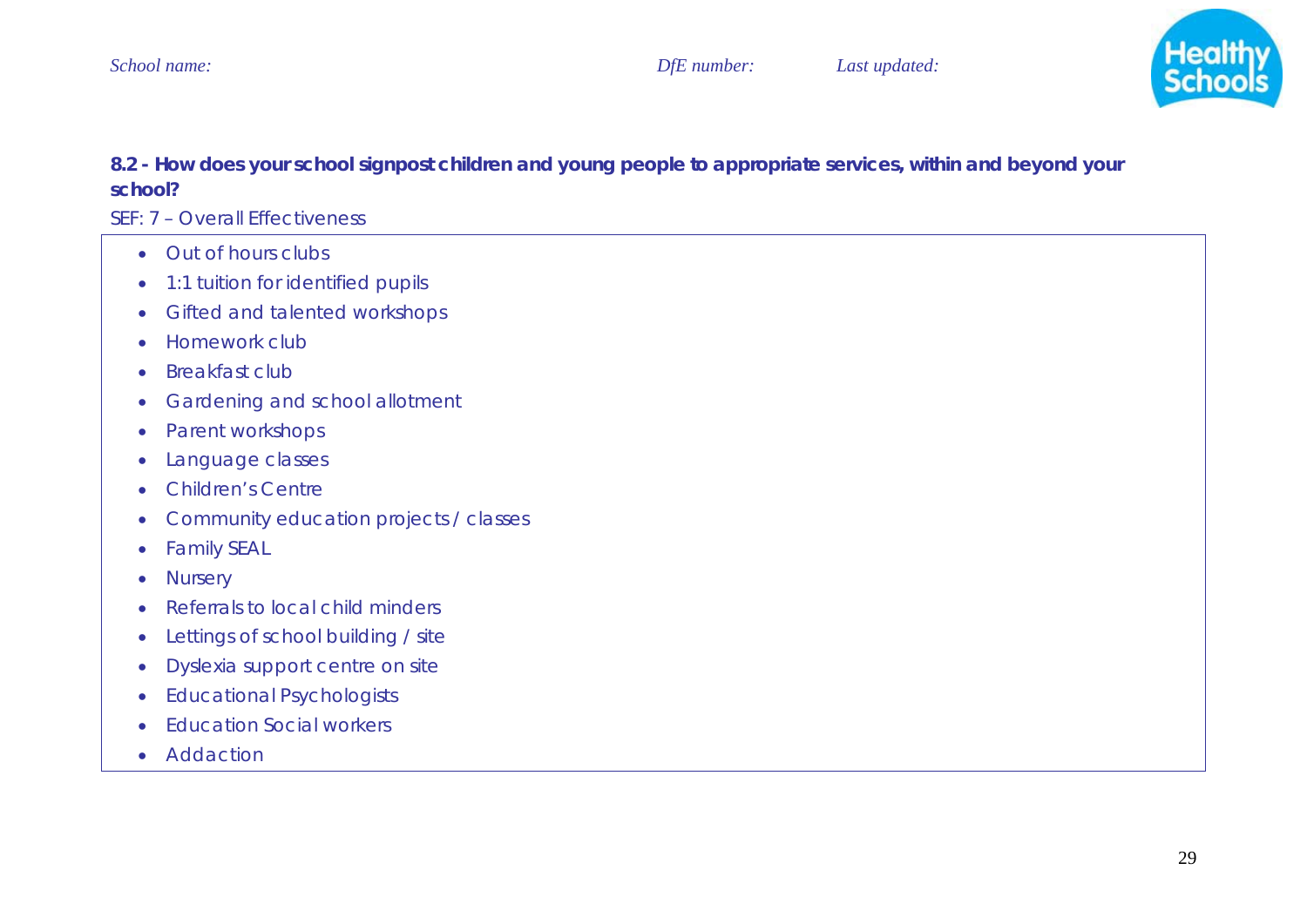School name: DfE number: Last updated:

**8.2 - How does your school signpost children and young people to appropriate services, within and beyond your school?**

SEF: 7 – Overall Effectiveness

- Out of hours clubs
- 1:1 tuition for identified pupils
- Gifted and talented workshops
- Homework club
- Breakfast club
- Gardening and school allotment
- Parent workshops
- Language classes
- Children's Centre
- Community education projects / classes
- Family SEAL
- Nursery
- Referrals to local child minders
- Lettings of school building / site
- Dyslexia support centre on site
- Educational Psychologists
- Education Social workers
- Addaction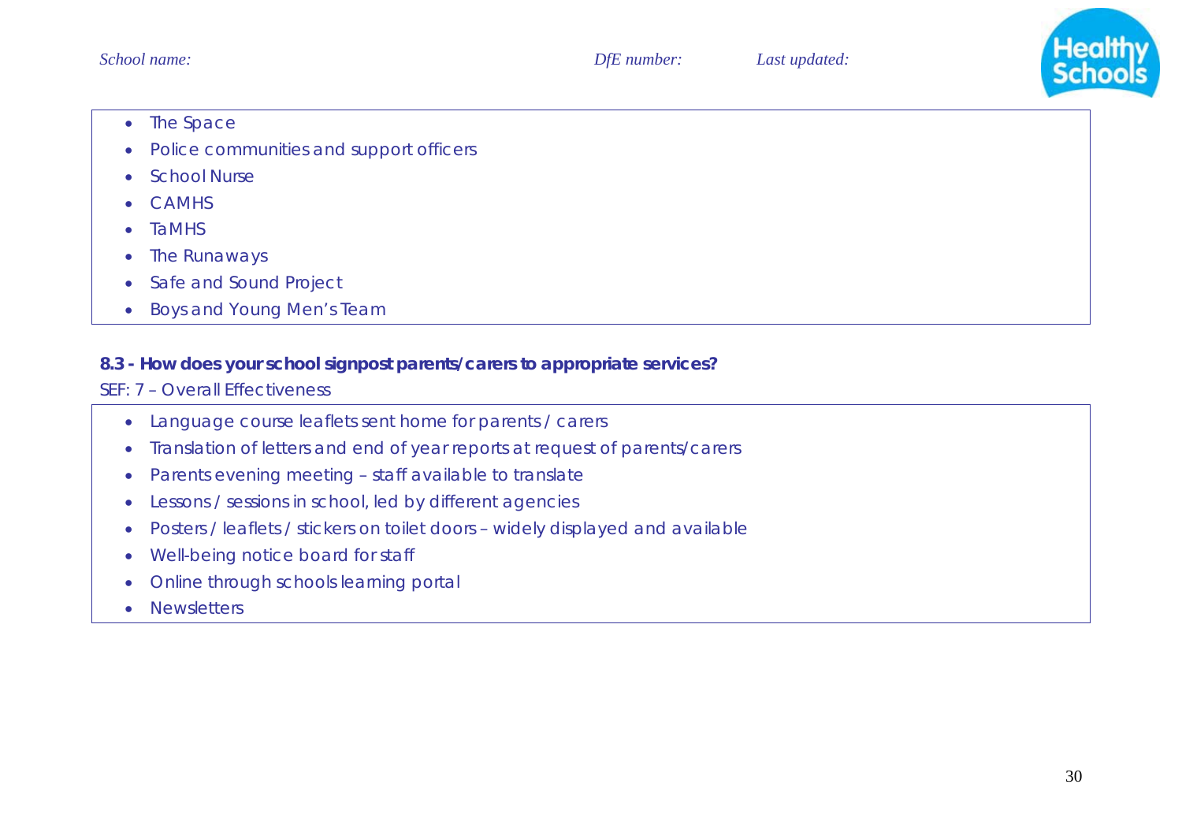- The Space
- Police communities and support officers
- School Nurse
- CAMHS
- TaMHS
- The Runaways
- Safe and Sound Project
- Boys and Young Men's Team

**8.3 - How does your school signpost parents/carers to appropriate services?**

SEF: 7 – Overall Effectiveness

- Language course leaflets sent home for parents / carers
- Translation of letters and end of year reports at request of parents/carers
- Parents evening meeting – staff available to translate
- Lessons / sessions in school, led by different agencies
- Posters / leaflets / stickers on toilet doors – widely displayed and available
- Well-being notice board for staff
- Online through schools learning portal
- Newsletters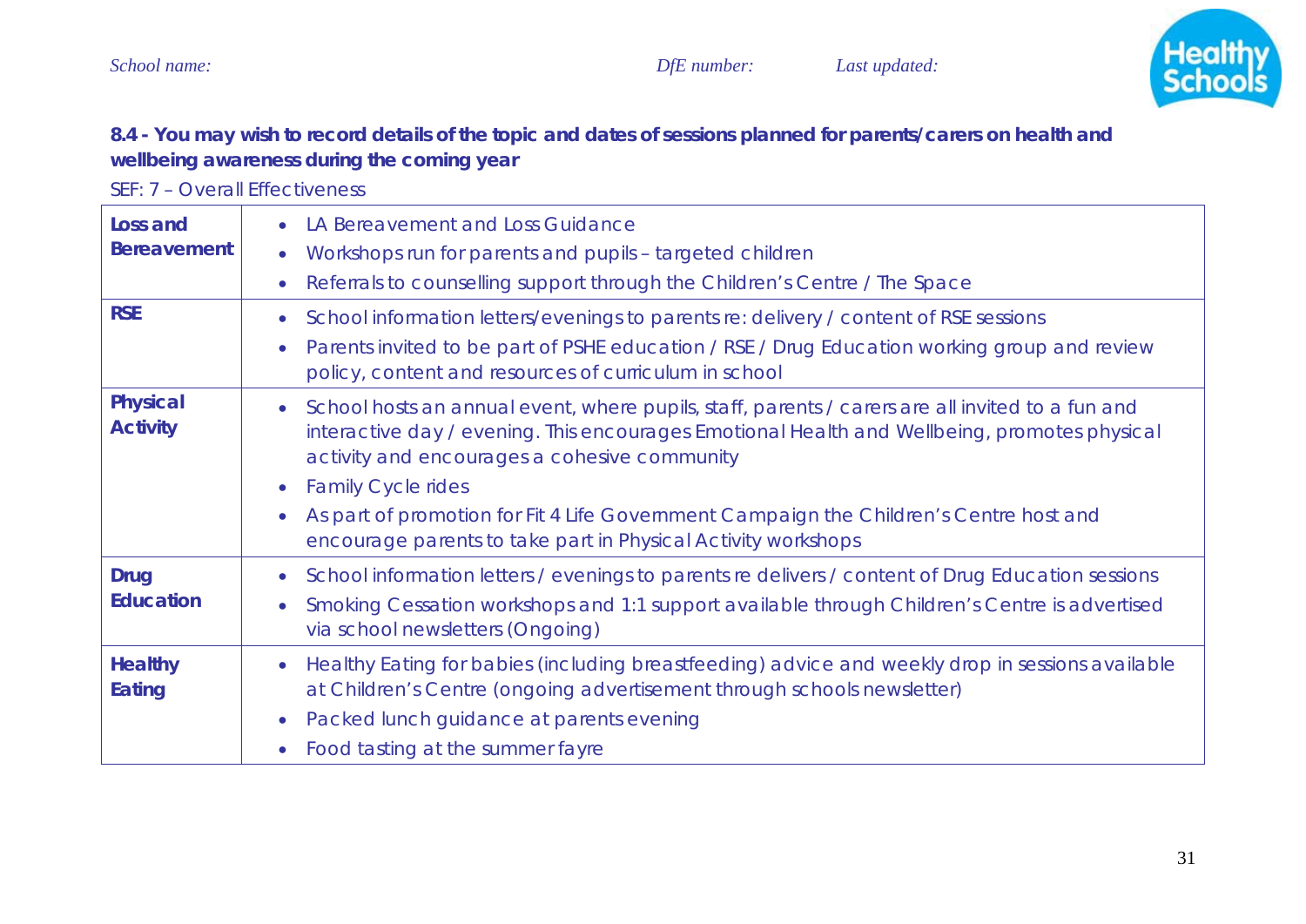*School name:* *DfE number:* *Last updated:*

**8.4 - You may wish to record details of the topic and dates of sessions planned for parents/carers on health and wellbeing awareness during the coming year**

SEF: 7 – Overall Effectiveness

| | |
|---|---|
| **Loss and Bereavement** | • LA Bereavement and Loss Guidance<br>• Workshops run for parents and pupils – targeted children<br>• Referrals to counselling support through the Children's Centre / The Space |
| **RSE** | • School information letters/evenings to parents re: delivery / content of RSE sessions<br>• Parents invited to be part of PSHE education / RSE / Drug Education working group and review policy, content and resources of curriculum in school |
| **Physical Activity** | • School hosts an annual event, where pupils, staff, parents / carers are all invited to a fun and interactive day / evening. This encourages Emotional Health and Wellbeing, promotes physical activity and encourages a cohesive community<br>• Family Cycle rides<br>• As part of promotion for Fit 4 Life Government Campaign the Children's Centre host and encourage parents to take part in Physical Activity workshops |
| **Drug Education** | • School information letters / evenings to parents re delivers / content of Drug Education sessions<br>• Smoking Cessation workshops and 1:1 support available through Children's Centre is advertised via school newsletters (Ongoing) |
| **Healthy Eating** | • Healthy Eating for babies (including breastfeeding) advice and weekly drop in sessions available at Children's Centre (ongoing advertisement through schools newsletter)<br>• Packed lunch guidance at parents evening<br>• Food tasting at the summer fayre |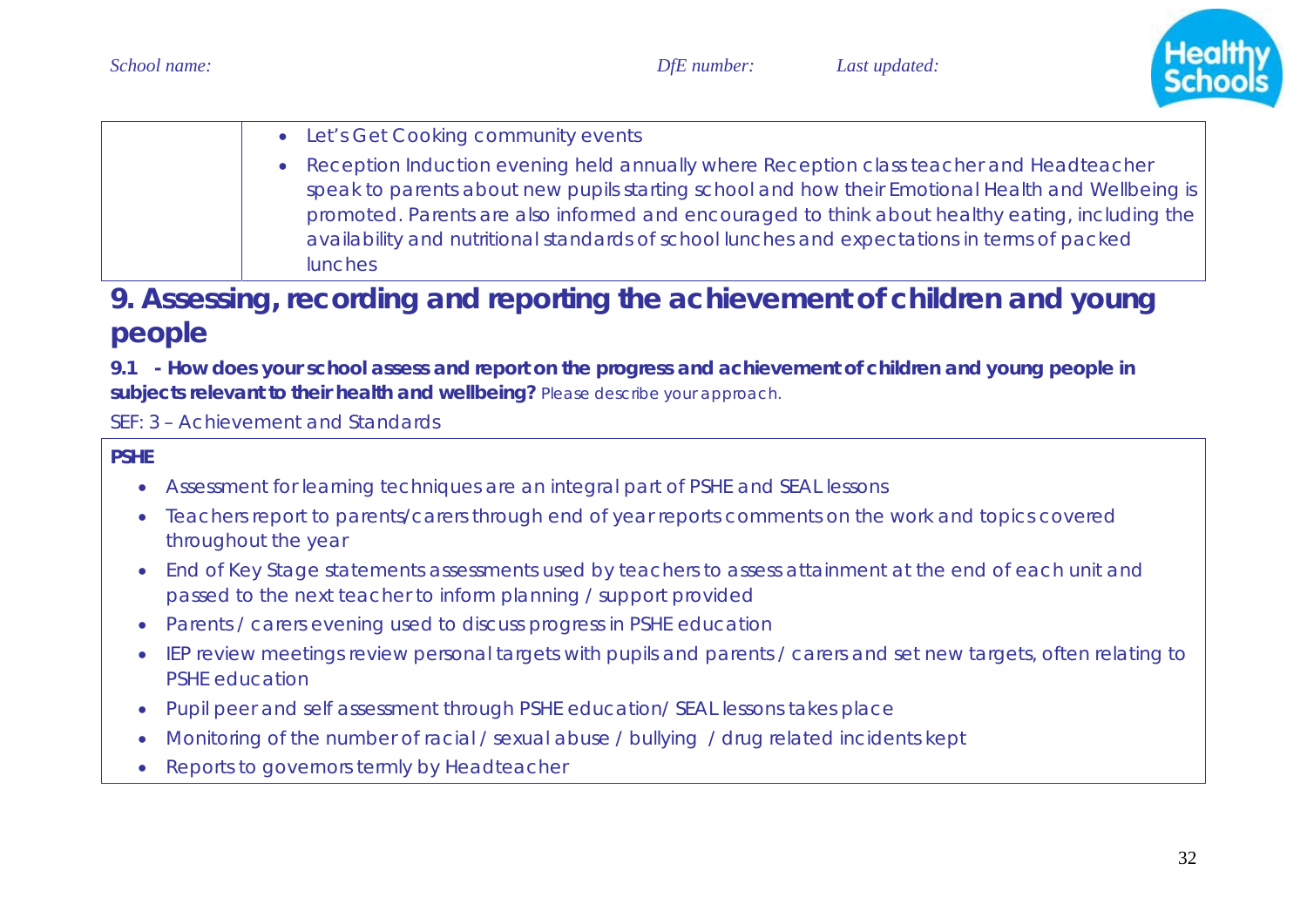|  |  |
|---|---|
|  | • Let's Get Cooking community events<br>• Reception Induction evening held annually where Reception class teacher and Headteacher speak to parents about new pupils starting school and how their Emotional Health and Wellbeing is promoted. Parents are also informed and encouraged to think about healthy eating, including the availability and nutritional standards of school lunches and expectations in terms of packed lunches |

## 9. Assessing, recording and reporting the achievement of children and young people

**9.1 - How does your school assess and report on the progress and achievement of children and young people in subjects relevant to their health and wellbeing?** Please describe your approach.

SEF: 3 – Achievement and Standards

**PSHE**

- Assessment for learning techniques are an integral part of PSHE and SEAL lessons
- Teachers report to parents/carers through end of year reports comments on the work and topics covered throughout the year
- End of Key Stage statements assessments used by teachers to assess attainment at the end of each unit and passed to the next teacher to inform planning / support provided
- Parents / carers evening used to discuss progress in PSHE education
- IEP review meetings review personal targets with pupils and parents / carers and set new targets, often relating to PSHE education
- Pupil peer and self assessment through PSHE education/ SEAL lessons takes place
- Monitoring of the number of racial / sexual abuse / bullying / drug related incidents kept
- Reports to governors termly by Headteacher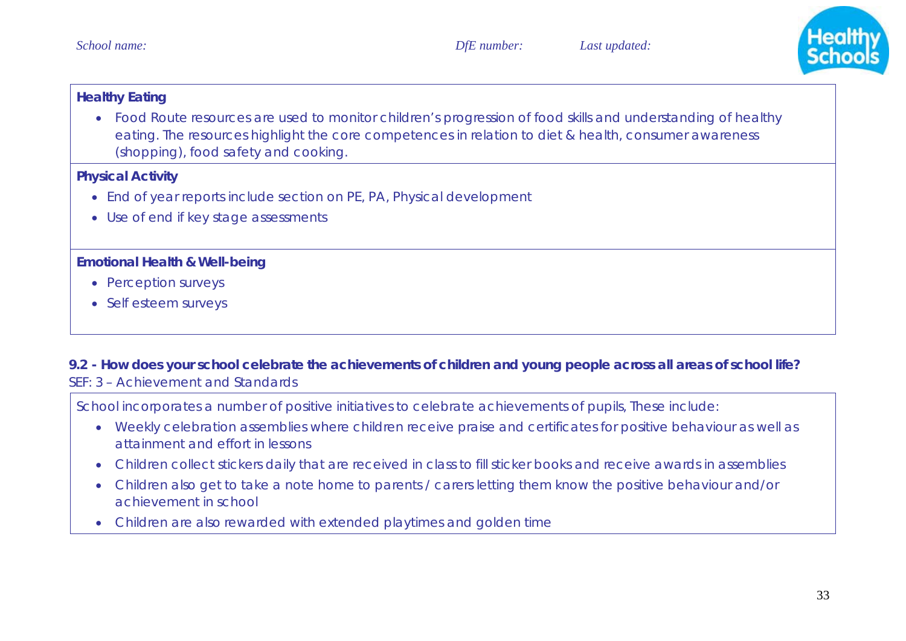**Healthy Eating**

- Food Route resources are used to monitor children's progression of food skills and understanding of healthy eating. The resources highlight the core competences in relation to diet & health, consumer awareness (shopping), food safety and cooking.

**Physical Activity**

- End of year reports include section on PE, PA, Physical development
- Use of end if key stage assessments

**Emotional Health & Well-being**

- Perception surveys
- Self esteem surveys

**9.2 - How does your school celebrate the achievements of children and young people across all areas of school life?**

SEF: 3 – Achievement and Standards

School incorporates a number of positive initiatives to celebrate achievements of pupils, These include:

- Weekly celebration assemblies where children receive praise and certificates for positive behaviour as well as attainment and effort in lessons
- Children collect stickers daily that are received in class to fill sticker books and receive awards in assemblies
- Children also get to take a note home to parents / carers letting them know the positive behaviour and/or achievement in school
- Children are also rewarded with extended playtimes and golden time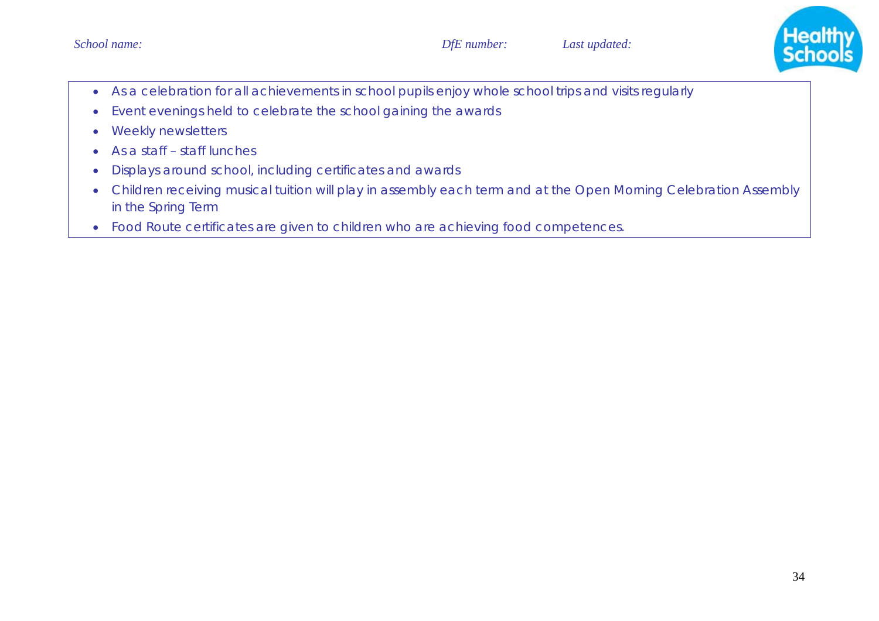- As a celebration for all achievements in school pupils enjoy whole school trips and visits regularly
- Event evenings held to celebrate the school gaining the awards
- Weekly newsletters
- As a staff – staff lunches
- Displays around school, including certificates and awards
- Children receiving musical tuition will play in assembly each term and at the Open Morning Celebration Assembly in the Spring Term
- Food Route certificates are given to children who are achieving food competences.